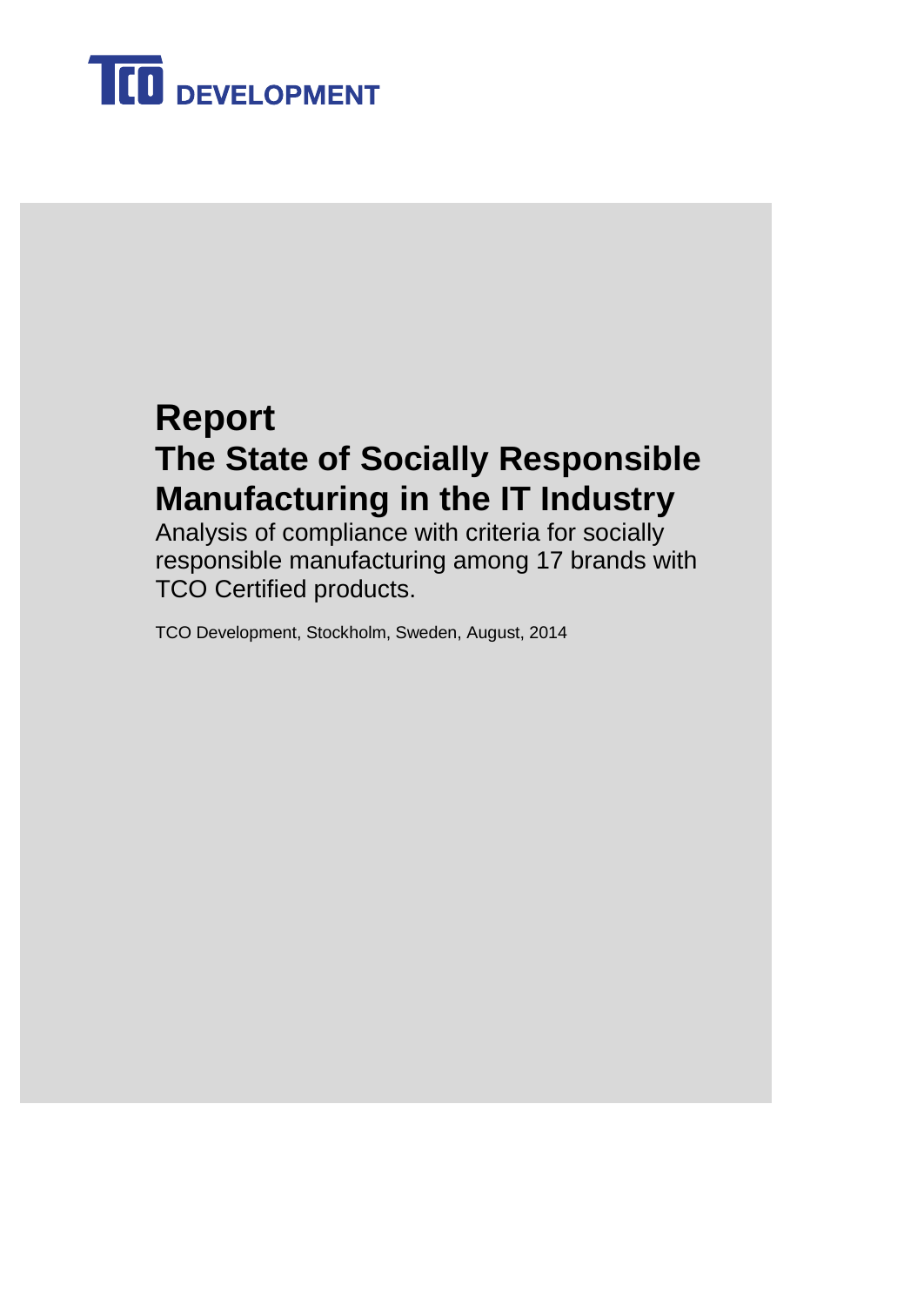TCO DEVELOPMENT

# Report

# The State of Socially Responsible Manufacturing in the IT Industry

Analysis of compliance with criteria for socially responsible manufacturing among 17 brands with TCO Certified products.

TCO Development, Stockholm, Sweden, August, 2014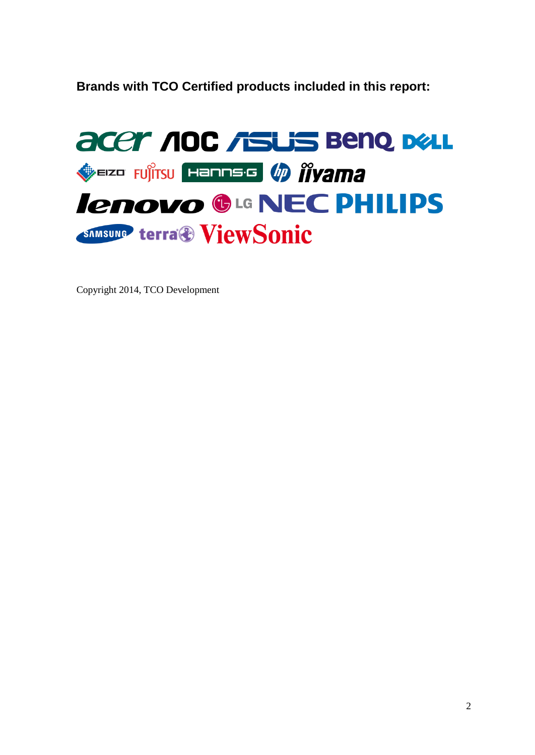**Brands with TCO Certified products included in this report:**

acer AOC ASUS BenQ DELL
EIZO FUJITSU Hanns·G hp iiyama
lenovo LG NEC PHILIPS
SAMSUNG terra ViewSonic

Copyright 2014, TCO Development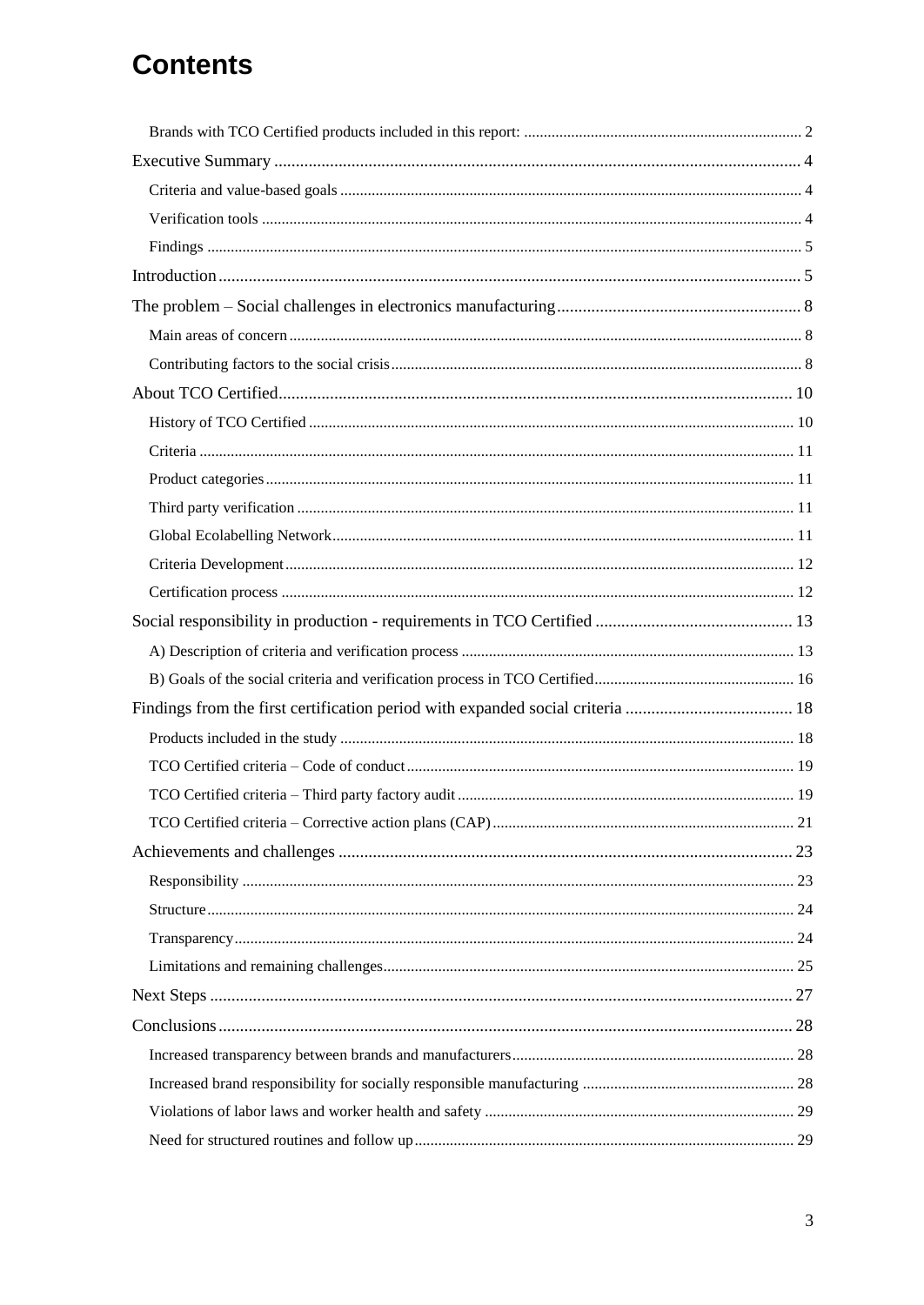# Contents

- Brands with TCO Certified products included in this report: 2
- Executive Summary 4
  - Criteria and value-based goals 4
  - Verification tools 4
  - Findings 5
- Introduction 5
- The problem – Social challenges in electronics manufacturing 8
  - Main areas of concern 8
  - Contributing factors to the social crisis 8
- About TCO Certified 10
  - History of TCO Certified 10
  - Criteria 11
  - Product categories 11
  - Third party verification 11
  - Global Ecolabelling Network 11
  - Criteria Development 12
  - Certification process 12
- Social responsibility in production - requirements in TCO Certified 13
  - A) Description of criteria and verification process 13
  - B) Goals of the social criteria and verification process in TCO Certified 16
- Findings from the first certification period with expanded social criteria 18
  - Products included in the study 18
  - TCO Certified criteria – Code of conduct 19
  - TCO Certified criteria – Third party factory audit 19
  - TCO Certified criteria – Corrective action plans (CAP) 21
- Achievements and challenges 23
  - Responsibility 23
  - Structure 24
  - Transparency 24
  - Limitations and remaining challenges 25
- Next Steps 27
- Conclusions 28
  - Increased transparency between brands and manufacturers 28
  - Increased brand responsibility for socially responsible manufacturing 28
  - Violations of labor laws and worker health and safety 29
  - Need for structured routines and follow up 29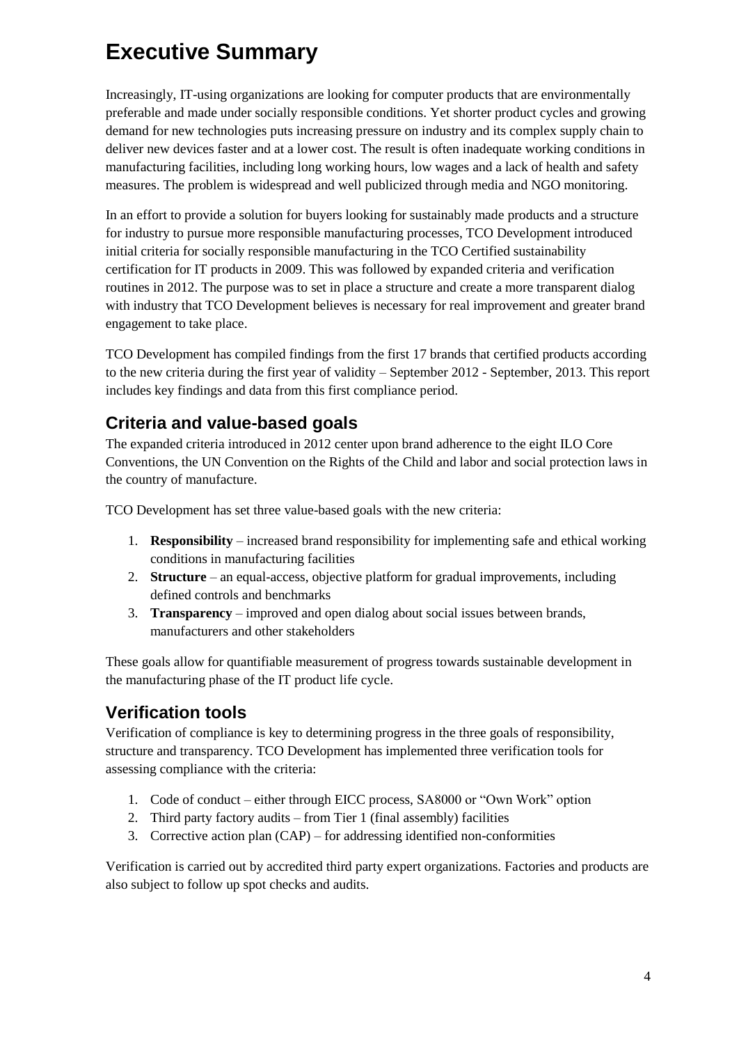# Executive Summary

Increasingly, IT-using organizations are looking for computer products that are environmentally preferable and made under socially responsible conditions. Yet shorter product cycles and growing demand for new technologies puts increasing pressure on industry and its complex supply chain to deliver new devices faster and at a lower cost. The result is often inadequate working conditions in manufacturing facilities, including long working hours, low wages and a lack of health and safety measures. The problem is widespread and well publicized through media and NGO monitoring.

In an effort to provide a solution for buyers looking for sustainably made products and a structure for industry to pursue more responsible manufacturing processes, TCO Development introduced initial criteria for socially responsible manufacturing in the TCO Certified sustainability certification for IT products in 2009. This was followed by expanded criteria and verification routines in 2012. The purpose was to set in place a structure and create a more transparent dialog with industry that TCO Development believes is necessary for real improvement and greater brand engagement to take place.

TCO Development has compiled findings from the first 17 brands that certified products according to the new criteria during the first year of validity – September 2012 - September, 2013. This report includes key findings and data from this first compliance period.

## Criteria and value-based goals

The expanded criteria introduced in 2012 center upon brand adherence to the eight ILO Core Conventions, the UN Convention on the Rights of the Child and labor and social protection laws in the country of manufacture.

TCO Development has set three value-based goals with the new criteria:

1. **Responsibility** – increased brand responsibility for implementing safe and ethical working conditions in manufacturing facilities
2. **Structure** – an equal-access, objective platform for gradual improvements, including defined controls and benchmarks
3. **Transparency** – improved and open dialog about social issues between brands, manufacturers and other stakeholders

These goals allow for quantifiable measurement of progress towards sustainable development in the manufacturing phase of the IT product life cycle.

## Verification tools

Verification of compliance is key to determining progress in the three goals of responsibility, structure and transparency. TCO Development has implemented three verification tools for assessing compliance with the criteria:

1. Code of conduct – either through EICC process, SA8000 or "Own Work" option
2. Third party factory audits – from Tier 1 (final assembly) facilities
3. Corrective action plan (CAP) – for addressing identified non-conformities

Verification is carried out by accredited third party expert organizations. Factories and products are also subject to follow up spot checks and audits.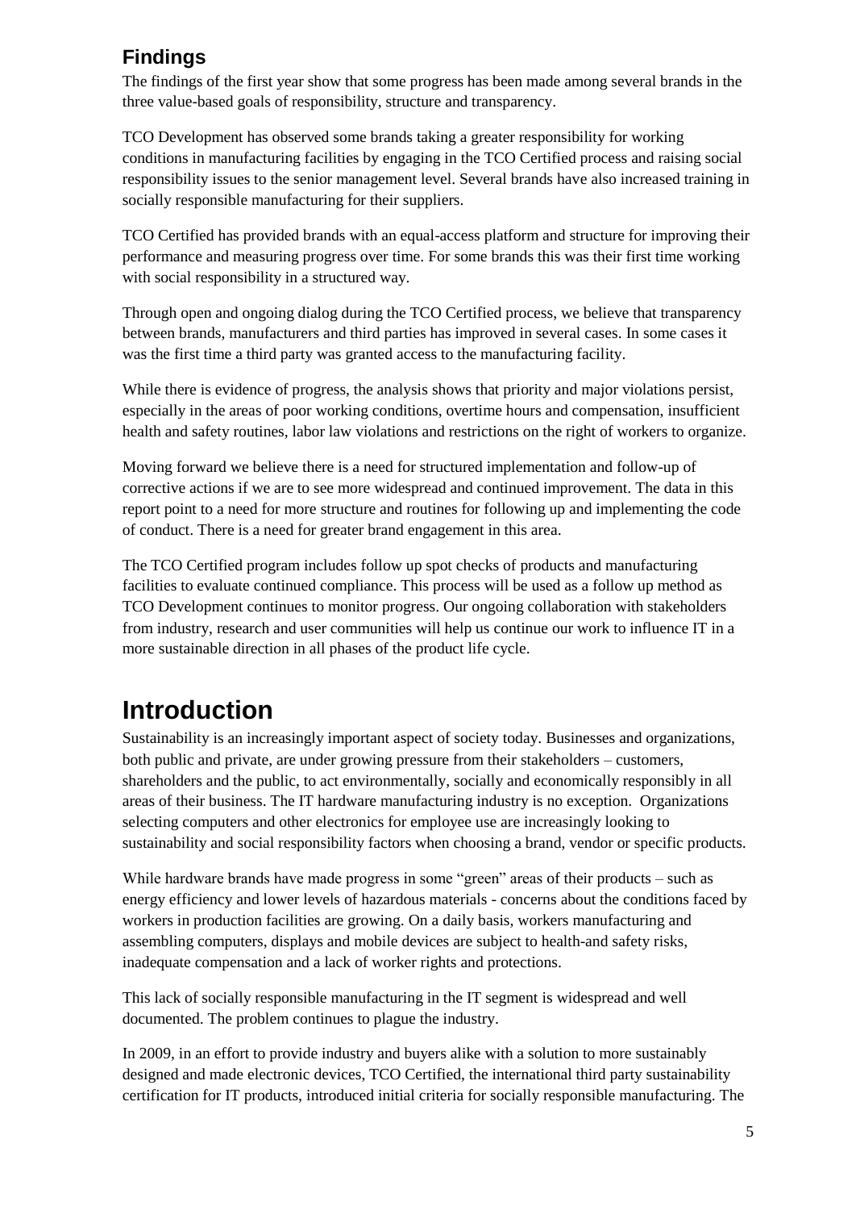## Findings

The findings of the first year show that some progress has been made among several brands in the three value-based goals of responsibility, structure and transparency.

TCO Development has observed some brands taking a greater responsibility for working conditions in manufacturing facilities by engaging in the TCO Certified process and raising social responsibility issues to the senior management level. Several brands have also increased training in socially responsible manufacturing for their suppliers.

TCO Certified has provided brands with an equal-access platform and structure for improving their performance and measuring progress over time. For some brands this was their first time working with social responsibility in a structured way.

Through open and ongoing dialog during the TCO Certified process, we believe that transparency between brands, manufacturers and third parties has improved in several cases. In some cases it was the first time a third party was granted access to the manufacturing facility.

While there is evidence of progress, the analysis shows that priority and major violations persist, especially in the areas of poor working conditions, overtime hours and compensation, insufficient health and safety routines, labor law violations and restrictions on the right of workers to organize.

Moving forward we believe there is a need for structured implementation and follow-up of corrective actions if we are to see more widespread and continued improvement. The data in this report point to a need for more structure and routines for following up and implementing the code of conduct. There is a need for greater brand engagement in this area.

The TCO Certified program includes follow up spot checks of products and manufacturing facilities to evaluate continued compliance. This process will be used as a follow up method as TCO Development continues to monitor progress. Our ongoing collaboration with stakeholders from industry, research and user communities will help us continue our work to influence IT in a more sustainable direction in all phases of the product life cycle.

# Introduction

Sustainability is an increasingly important aspect of society today. Businesses and organizations, both public and private, are under growing pressure from their stakeholders – customers, shareholders and the public, to act environmentally, socially and economically responsibly in all areas of their business. The IT hardware manufacturing industry is no exception. Organizations selecting computers and other electronics for employee use are increasingly looking to sustainability and social responsibility factors when choosing a brand, vendor or specific products.

While hardware brands have made progress in some "green" areas of their products – such as energy efficiency and lower levels of hazardous materials - concerns about the conditions faced by workers in production facilities are growing. On a daily basis, workers manufacturing and assembling computers, displays and mobile devices are subject to health-and safety risks, inadequate compensation and a lack of worker rights and protections.

This lack of socially responsible manufacturing in the IT segment is widespread and well documented. The problem continues to plague the industry.

In 2009, in an effort to provide industry and buyers alike with a solution to more sustainably designed and made electronic devices, TCO Certified, the international third party sustainability certification for IT products, introduced initial criteria for socially responsible manufacturing. The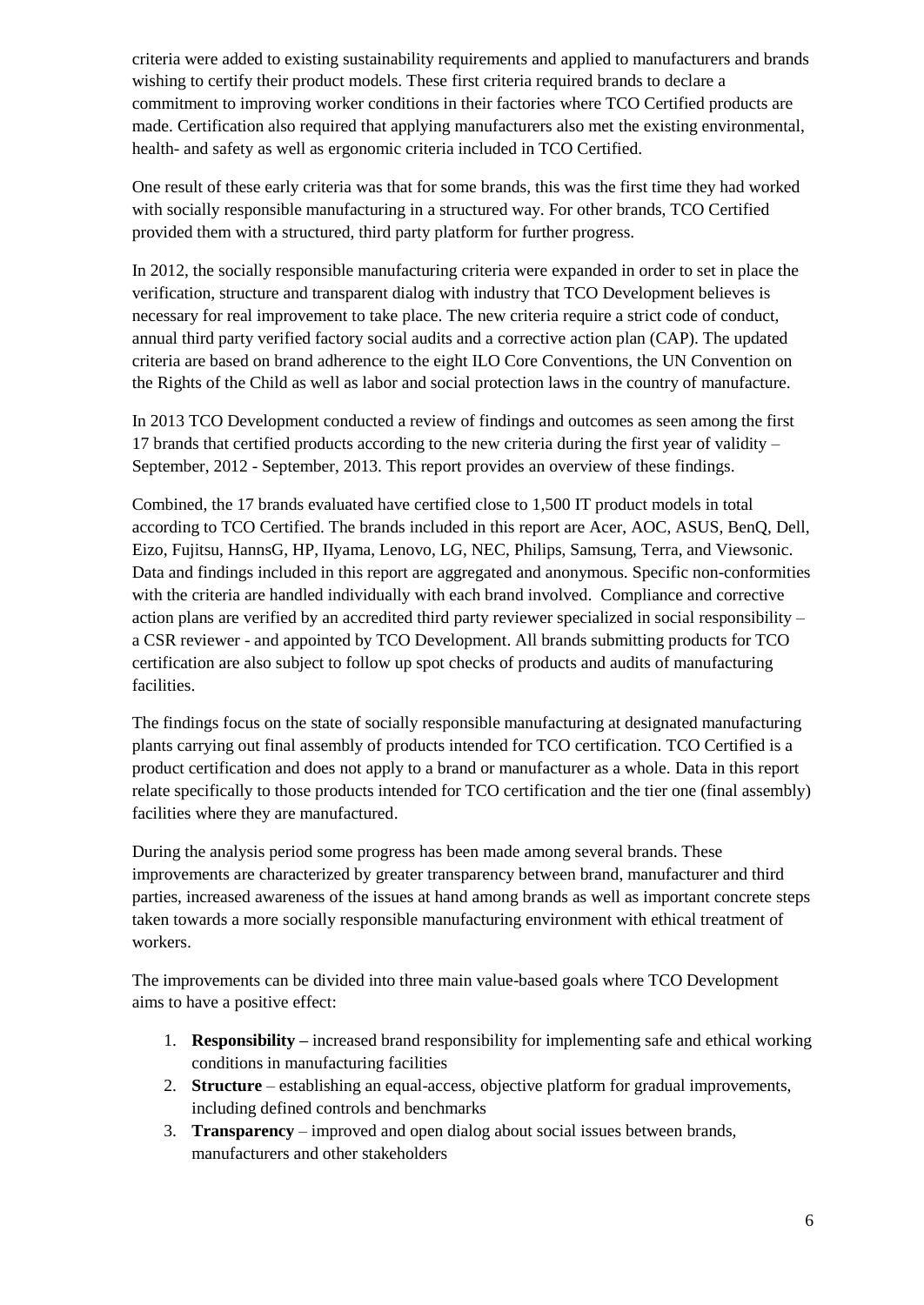criteria were added to existing sustainability requirements and applied to manufacturers and brands wishing to certify their product models. These first criteria required brands to declare a commitment to improving worker conditions in their factories where TCO Certified products are made. Certification also required that applying manufacturers also met the existing environmental, health- and safety as well as ergonomic criteria included in TCO Certified.

One result of these early criteria was that for some brands, this was the first time they had worked with socially responsible manufacturing in a structured way. For other brands, TCO Certified provided them with a structured, third party platform for further progress.

In 2012, the socially responsible manufacturing criteria were expanded in order to set in place the verification, structure and transparent dialog with industry that TCO Development believes is necessary for real improvement to take place. The new criteria require a strict code of conduct, annual third party verified factory social audits and a corrective action plan (CAP). The updated criteria are based on brand adherence to the eight ILO Core Conventions, the UN Convention on the Rights of the Child as well as labor and social protection laws in the country of manufacture.

In 2013 TCO Development conducted a review of findings and outcomes as seen among the first 17 brands that certified products according to the new criteria during the first year of validity – September, 2012 - September, 2013. This report provides an overview of these findings.

Combined, the 17 brands evaluated have certified close to 1,500 IT product models in total according to TCO Certified. The brands included in this report are Acer, AOC, ASUS, BenQ, Dell, Eizo, Fujitsu, HannsG, HP, IIyama, Lenovo, LG, NEC, Philips, Samsung, Terra, and Viewsonic. Data and findings included in this report are aggregated and anonymous. Specific non-conformities with the criteria are handled individually with each brand involved. Compliance and corrective action plans are verified by an accredited third party reviewer specialized in social responsibility – a CSR reviewer - and appointed by TCO Development. All brands submitting products for TCO certification are also subject to follow up spot checks of products and audits of manufacturing facilities.

The findings focus on the state of socially responsible manufacturing at designated manufacturing plants carrying out final assembly of products intended for TCO certification. TCO Certified is a product certification and does not apply to a brand or manufacturer as a whole. Data in this report relate specifically to those products intended for TCO certification and the tier one (final assembly) facilities where they are manufactured.

During the analysis period some progress has been made among several brands. These improvements are characterized by greater transparency between brand, manufacturer and third parties, increased awareness of the issues at hand among brands as well as important concrete steps taken towards a more socially responsible manufacturing environment with ethical treatment of workers.

The improvements can be divided into three main value-based goals where TCO Development aims to have a positive effect:

1. **Responsibility –** increased brand responsibility for implementing safe and ethical working conditions in manufacturing facilities
2. **Structure** – establishing an equal-access, objective platform for gradual improvements, including defined controls and benchmarks
3. **Transparency** – improved and open dialog about social issues between brands, manufacturers and other stakeholders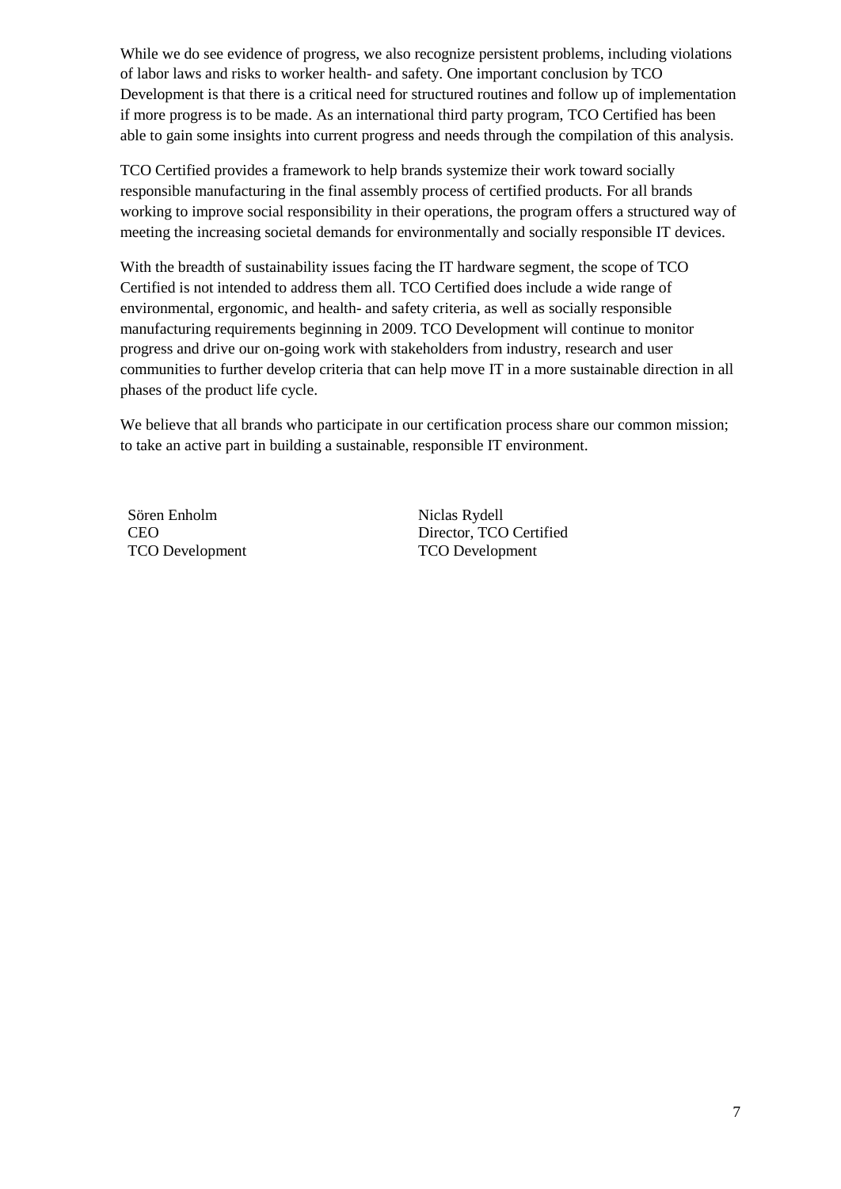While we do see evidence of progress, we also recognize persistent problems, including violations of labor laws and risks to worker health- and safety. One important conclusion by TCO Development is that there is a critical need for structured routines and follow up of implementation if more progress is to be made. As an international third party program, TCO Certified has been able to gain some insights into current progress and needs through the compilation of this analysis.

TCO Certified provides a framework to help brands systemize their work toward socially responsible manufacturing in the final assembly process of certified products. For all brands working to improve social responsibility in their operations, the program offers a structured way of meeting the increasing societal demands for environmentally and socially responsible IT devices.

With the breadth of sustainability issues facing the IT hardware segment, the scope of TCO Certified is not intended to address them all. TCO Certified does include a wide range of environmental, ergonomic, and health- and safety criteria, as well as socially responsible manufacturing requirements beginning in 2009. TCO Development will continue to monitor progress and drive our on-going work with stakeholders from industry, research and user communities to further develop criteria that can help move IT in a more sustainable direction in all phases of the product life cycle.

We believe that all brands who participate in our certification process share our common mission; to take an active part in building a sustainable, responsible IT environment.

Sören Enholm
CEO
TCO Development

Niclas Rydell
Director, TCO Certified
TCO Development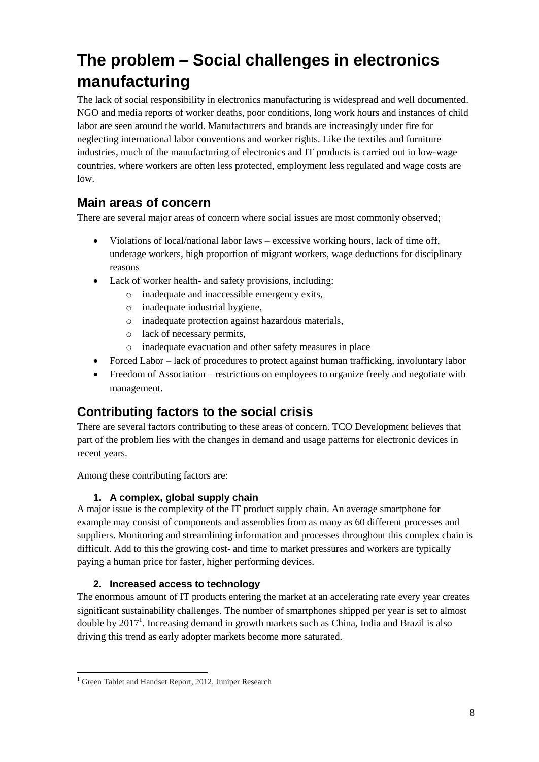# The problem – Social challenges in electronics manufacturing

The lack of social responsibility in electronics manufacturing is widespread and well documented. NGO and media reports of worker deaths, poor conditions, long work hours and instances of child labor are seen around the world. Manufacturers and brands are increasingly under fire for neglecting international labor conventions and worker rights. Like the textiles and furniture industries, much of the manufacturing of electronics and IT products is carried out in low-wage countries, where workers are often less protected, employment less regulated and wage costs are low.

## Main areas of concern

There are several major areas of concern where social issues are most commonly observed;

- Violations of local/national labor laws – excessive working hours, lack of time off, underage workers, high proportion of migrant workers, wage deductions for disciplinary reasons
- Lack of worker health- and safety provisions, including:
  - inadequate and inaccessible emergency exits,
  - inadequate industrial hygiene,
  - inadequate protection against hazardous materials,
  - lack of necessary permits,
  - inadequate evacuation and other safety measures in place
- Forced Labor – lack of procedures to protect against human trafficking, involuntary labor
- Freedom of Association – restrictions on employees to organize freely and negotiate with management.

## Contributing factors to the social crisis

There are several factors contributing to these areas of concern. TCO Development believes that part of the problem lies with the changes in demand and usage patterns for electronic devices in recent years.

Among these contributing factors are:

### 1. A complex, global supply chain

A major issue is the complexity of the IT product supply chain. An average smartphone for example may consist of components and assemblies from as many as 60 different processes and suppliers. Monitoring and streamlining information and processes throughout this complex chain is difficult. Add to this the growing cost- and time to market pressures and workers are typically paying a human price for faster, higher performing devices.

### 2. Increased access to technology

The enormous amount of IT products entering the market at an accelerating rate every year creates significant sustainability challenges. The number of smartphones shipped per year is set to almost double by 2017[1]. Increasing demand in growth markets such as China, India and Brazil is also driving this trend as early adopter markets become more saturated.

[1] Green Tablet and Handset Report, 2012, Juniper Research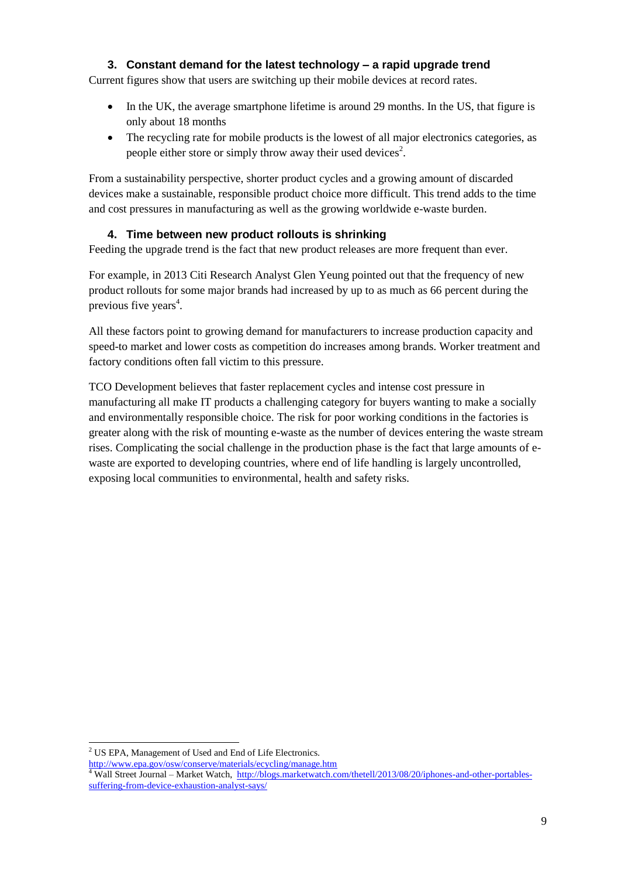### 3. Constant demand for the latest technology – a rapid upgrade trend

Current figures show that users are switching up their mobile devices at record rates.

- In the UK, the average smartphone lifetime is around 29 months. In the US, that figure is only about 18 months
- The recycling rate for mobile products is the lowest of all major electronics categories, as people either store or simply throw away their used devices[2].

From a sustainability perspective, shorter product cycles and a growing amount of discarded devices make a sustainable, responsible product choice more difficult. This trend adds to the time and cost pressures in manufacturing as well as the growing worldwide e-waste burden.

### 4. Time between new product rollouts is shrinking

Feeding the upgrade trend is the fact that new product releases are more frequent than ever.

For example, in 2013 Citi Research Analyst Glen Yeung pointed out that the frequency of new product rollouts for some major brands had increased by up to as much as 66 percent during the previous five years[4].

All these factors point to growing demand for manufacturers to increase production capacity and speed-to market and lower costs as competition do increases among brands. Worker treatment and factory conditions often fall victim to this pressure.

TCO Development believes that faster replacement cycles and intense cost pressure in manufacturing all make IT products a challenging category for buyers wanting to make a socially and environmentally responsible choice. The risk for poor working conditions in the factories is greater along with the risk of mounting e-waste as the number of devices entering the waste stream rises. Complicating the social challenge in the production phase is the fact that large amounts of e-waste are exported to developing countries, where end of life handling is largely uncontrolled, exposing local communities to environmental, health and safety risks.

---

[2] US EPA, Management of Used and End of Life Electronics. http://www.epa.gov/osw/conserve/materials/ecycling/manage.htm

[4] Wall Street Journal – Market Watch, http://blogs.marketwatch.com/thetell/2013/08/20/iphones-and-other-portables-suffering-from-device-exhaustion-analyst-says/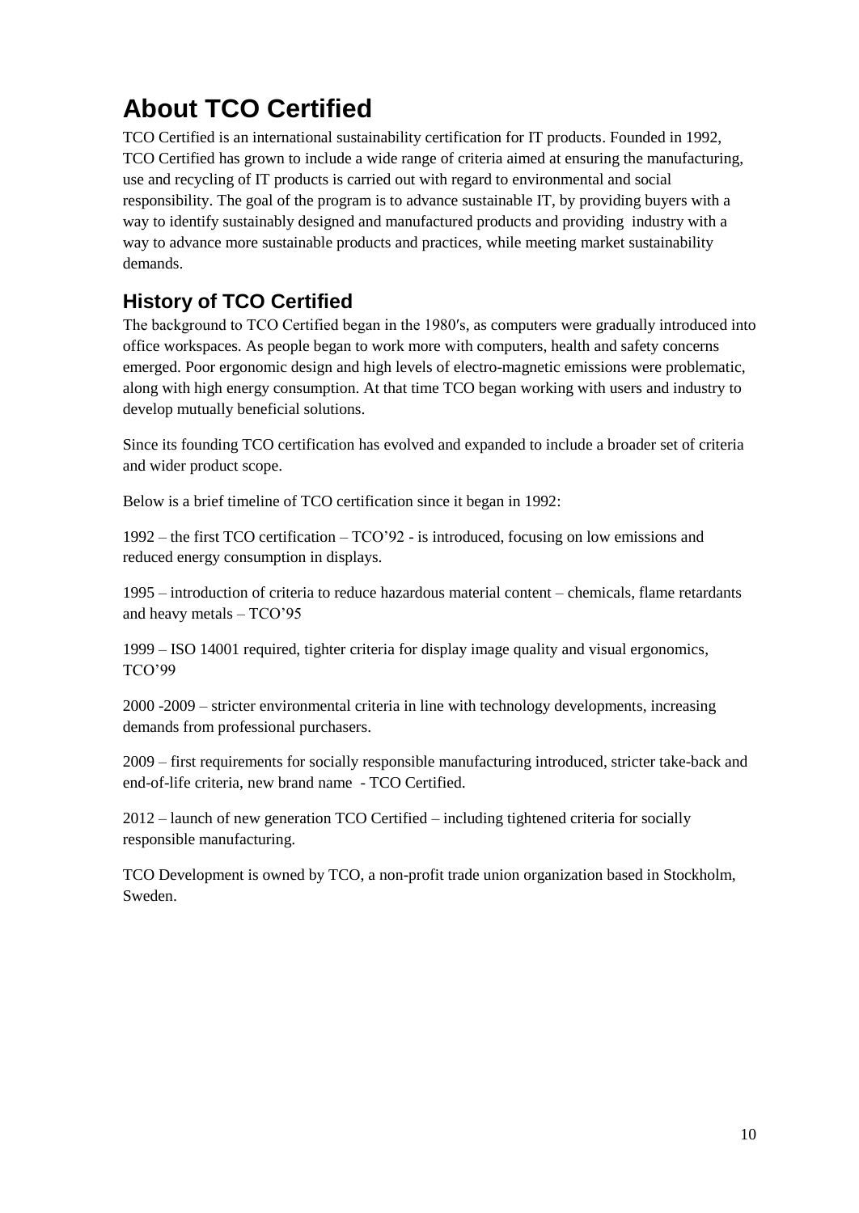# About TCO Certified

TCO Certified is an international sustainability certification for IT products. Founded in 1992, TCO Certified has grown to include a wide range of criteria aimed at ensuring the manufacturing, use and recycling of IT products is carried out with regard to environmental and social responsibility. The goal of the program is to advance sustainable IT, by providing buyers with a way to identify sustainably designed and manufactured products and providing industry with a way to advance more sustainable products and practices, while meeting market sustainability demands.

## History of TCO Certified

The background to TCO Certified began in the 1980′s, as computers were gradually introduced into office workspaces. As people began to work more with computers, health and safety concerns emerged. Poor ergonomic design and high levels of electro-magnetic emissions were problematic, along with high energy consumption. At that time TCO began working with users and industry to develop mutually beneficial solutions.

Since its founding TCO certification has evolved and expanded to include a broader set of criteria and wider product scope.

Below is a brief timeline of TCO certification since it began in 1992:

1992 – the first TCO certification – TCO’92 - is introduced, focusing on low emissions and reduced energy consumption in displays.

1995 – introduction of criteria to reduce hazardous material content – chemicals, flame retardants and heavy metals – TCO’95

1999 – ISO 14001 required, tighter criteria for display image quality and visual ergonomics, TCO’99

2000 -2009 – stricter environmental criteria in line with technology developments, increasing demands from professional purchasers.

2009 – first requirements for socially responsible manufacturing introduced, stricter take-back and end-of-life criteria, new brand name - TCO Certified.

2012 – launch of new generation TCO Certified – including tightened criteria for socially responsible manufacturing.

TCO Development is owned by TCO, a non-profit trade union organization based in Stockholm, Sweden.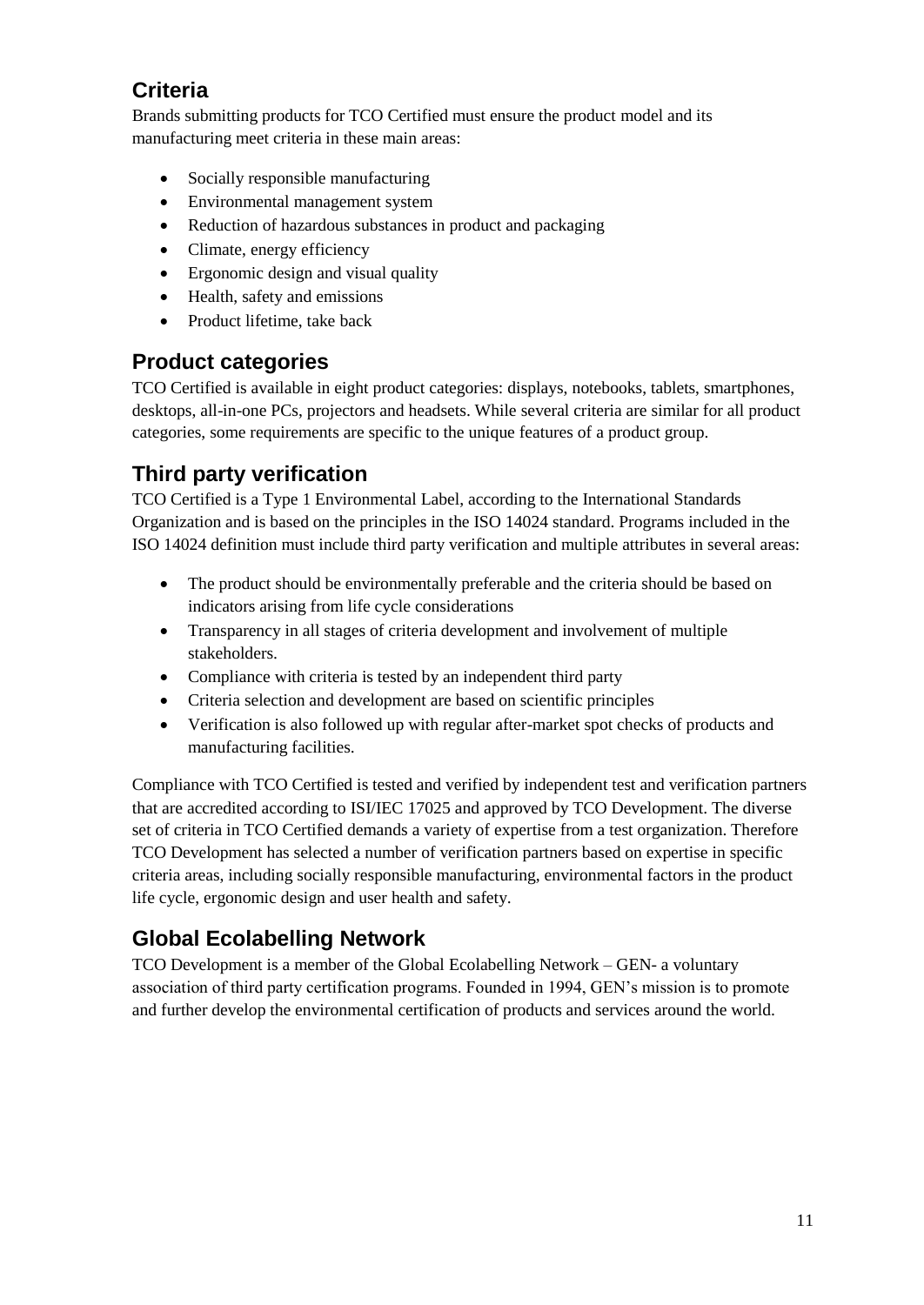## Criteria

Brands submitting products for TCO Certified must ensure the product model and its manufacturing meet criteria in these main areas:

- Socially responsible manufacturing
- Environmental management system
- Reduction of hazardous substances in product and packaging
- Climate, energy efficiency
- Ergonomic design and visual quality
- Health, safety and emissions
- Product lifetime, take back

## Product categories

TCO Certified is available in eight product categories: displays, notebooks, tablets, smartphones, desktops, all-in-one PCs, projectors and headsets. While several criteria are similar for all product categories, some requirements are specific to the unique features of a product group.

## Third party verification

TCO Certified is a Type 1 Environmental Label, according to the International Standards Organization and is based on the principles in the ISO 14024 standard. Programs included in the ISO 14024 definition must include third party verification and multiple attributes in several areas:

- The product should be environmentally preferable and the criteria should be based on indicators arising from life cycle considerations
- Transparency in all stages of criteria development and involvement of multiple stakeholders.
- Compliance with criteria is tested by an independent third party
- Criteria selection and development are based on scientific principles
- Verification is also followed up with regular after-market spot checks of products and manufacturing facilities.

Compliance with TCO Certified is tested and verified by independent test and verification partners that are accredited according to ISI/IEC 17025 and approved by TCO Development. The diverse set of criteria in TCO Certified demands a variety of expertise from a test organization. Therefore TCO Development has selected a number of verification partners based on expertise in specific criteria areas, including socially responsible manufacturing, environmental factors in the product life cycle, ergonomic design and user health and safety.

## Global Ecolabelling Network

TCO Development is a member of the Global Ecolabelling Network – GEN- a voluntary association of third party certification programs. Founded in 1994, GEN's mission is to promote and further develop the environmental certification of products and services around the world.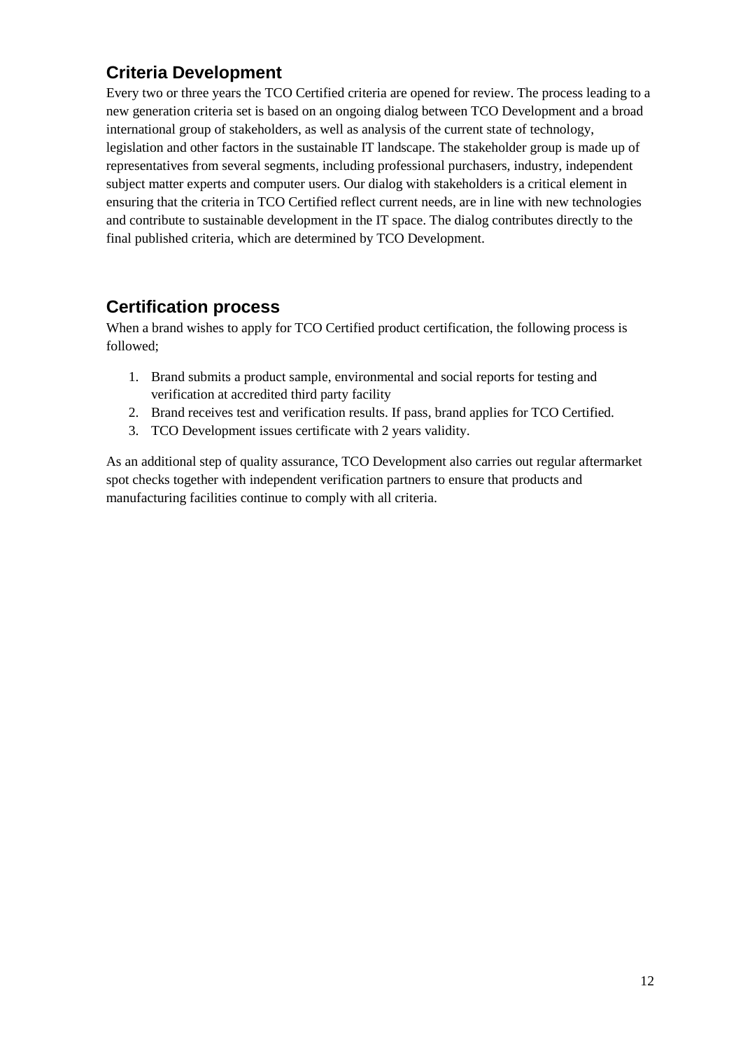## Criteria Development

Every two or three years the TCO Certified criteria are opened for review. The process leading to a new generation criteria set is based on an ongoing dialog between TCO Development and a broad international group of stakeholders, as well as analysis of the current state of technology, legislation and other factors in the sustainable IT landscape. The stakeholder group is made up of representatives from several segments, including professional purchasers, industry, independent subject matter experts and computer users. Our dialog with stakeholders is a critical element in ensuring that the criteria in TCO Certified reflect current needs, are in line with new technologies and contribute to sustainable development in the IT space. The dialog contributes directly to the final published criteria, which are determined by TCO Development.

## Certification process

When a brand wishes to apply for TCO Certified product certification, the following process is followed;

1. Brand submits a product sample, environmental and social reports for testing and verification at accredited third party facility
2. Brand receives test and verification results. If pass, brand applies for TCO Certified.
3. TCO Development issues certificate with 2 years validity.

As an additional step of quality assurance, TCO Development also carries out regular aftermarket spot checks together with independent verification partners to ensure that products and manufacturing facilities continue to comply with all criteria.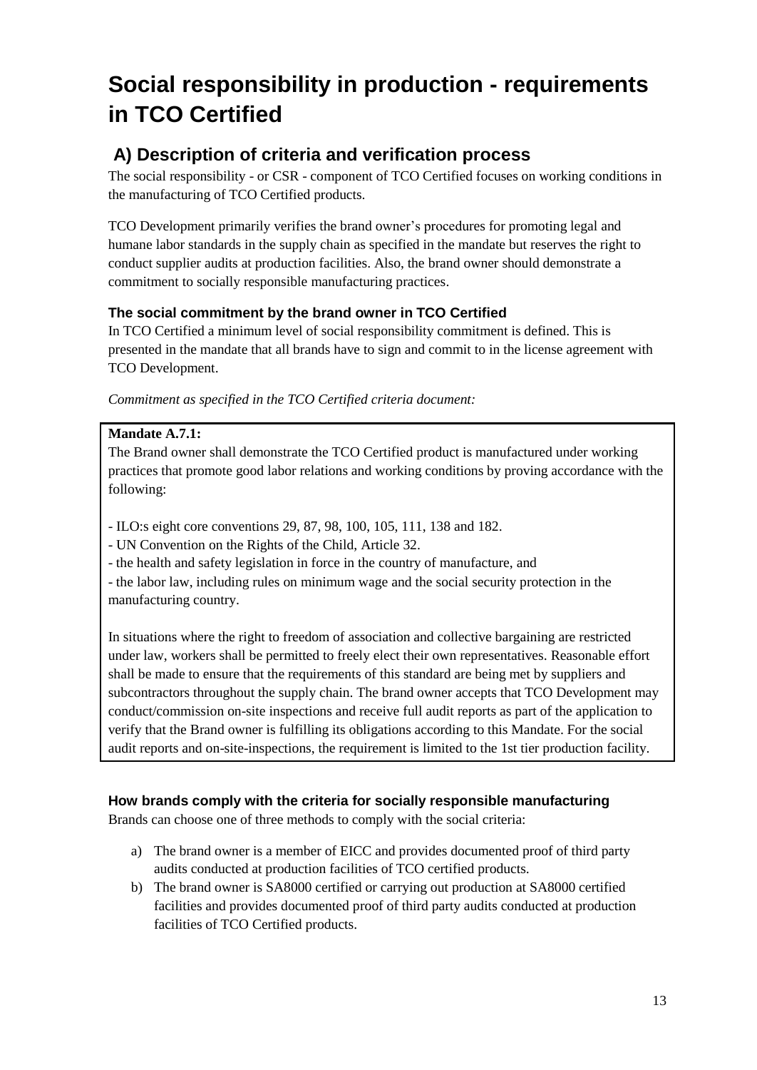# Social responsibility in production - requirements in TCO Certified

## A) Description of criteria and verification process

The social responsibility - or CSR - component of TCO Certified focuses on working conditions in the manufacturing of TCO Certified products.

TCO Development primarily verifies the brand owner's procedures for promoting legal and humane labor standards in the supply chain as specified in the mandate but reserves the right to conduct supplier audits at production facilities. Also, the brand owner should demonstrate a commitment to socially responsible manufacturing practices.

### The social commitment by the brand owner in TCO Certified

In TCO Certified a minimum level of social responsibility commitment is defined. This is presented in the mandate that all brands have to sign and commit to in the license agreement with TCO Development.

*Commitment as specified in the TCO Certified criteria document:*

**Mandate A.7.1:**

The Brand owner shall demonstrate the TCO Certified product is manufactured under working practices that promote good labor relations and working conditions by proving accordance with the following:

- ILO:s eight core conventions 29, 87, 98, 100, 105, 111, 138 and 182.
- UN Convention on the Rights of the Child, Article 32.
- the health and safety legislation in force in the country of manufacture, and
- the labor law, including rules on minimum wage and the social security protection in the manufacturing country.

In situations where the right to freedom of association and collective bargaining are restricted under law, workers shall be permitted to freely elect their own representatives. Reasonable effort shall be made to ensure that the requirements of this standard are being met by suppliers and subcontractors throughout the supply chain. The brand owner accepts that TCO Development may conduct/commission on-site inspections and receive full audit reports as part of the application to verify that the Brand owner is fulfilling its obligations according to this Mandate. For the social audit reports and on-site-inspections, the requirement is limited to the 1st tier production facility.

### How brands comply with the criteria for socially responsible manufacturing

Brands can choose one of three methods to comply with the social criteria:

a) The brand owner is a member of EICC and provides documented proof of third party audits conducted at production facilities of TCO certified products.

b) The brand owner is SA8000 certified or carrying out production at SA8000 certified facilities and provides documented proof of third party audits conducted at production facilities of TCO Certified products.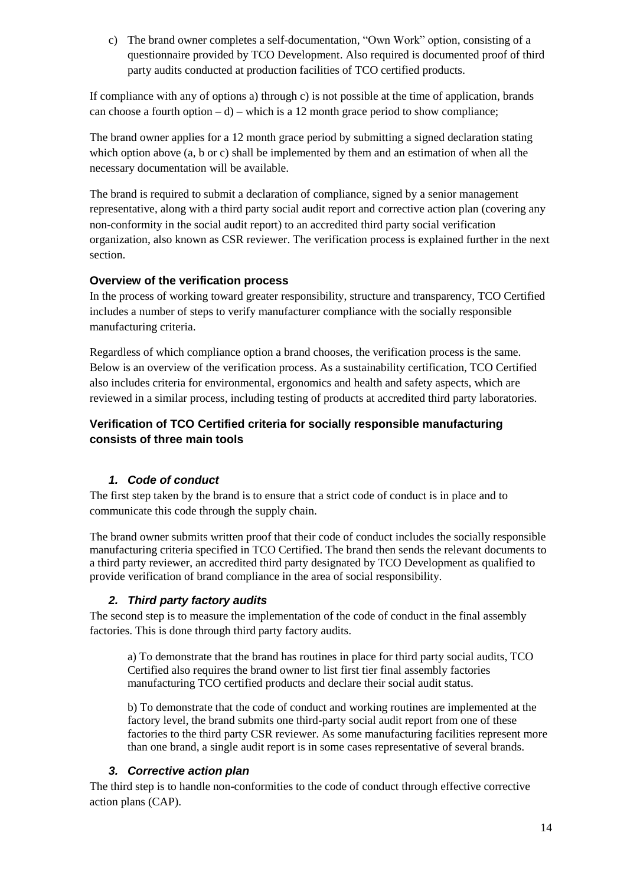c) The brand owner completes a self-documentation, "Own Work" option, consisting of a questionnaire provided by TCO Development. Also required is documented proof of third party audits conducted at production facilities of TCO certified products.

If compliance with any of options a) through c) is not possible at the time of application, brands can choose a fourth option – d) – which is a 12 month grace period to show compliance;

The brand owner applies for a 12 month grace period by submitting a signed declaration stating which option above (a, b or c) shall be implemented by them and an estimation of when all the necessary documentation will be available.

The brand is required to submit a declaration of compliance, signed by a senior management representative, along with a third party social audit report and corrective action plan (covering any non-conformity in the social audit report) to an accredited third party social verification organization, also known as CSR reviewer. The verification process is explained further in the next section.

### Overview of the verification process

In the process of working toward greater responsibility, structure and transparency, TCO Certified includes a number of steps to verify manufacturer compliance with the socially responsible manufacturing criteria.

Regardless of which compliance option a brand chooses, the verification process is the same. Below is an overview of the verification process. As a sustainability certification, TCO Certified also includes criteria for environmental, ergonomics and health and safety aspects, which are reviewed in a similar process, including testing of products at accredited third party laboratories.

### Verification of TCO Certified criteria for socially responsible manufacturing consists of three main tools

#### *1. Code of conduct*

The first step taken by the brand is to ensure that a strict code of conduct is in place and to communicate this code through the supply chain.

The brand owner submits written proof that their code of conduct includes the socially responsible manufacturing criteria specified in TCO Certified. The brand then sends the relevant documents to a third party reviewer, an accredited third party designated by TCO Development as qualified to provide verification of brand compliance in the area of social responsibility.

#### *2. Third party factory audits*

The second step is to measure the implementation of the code of conduct in the final assembly factories. This is done through third party factory audits.

a) To demonstrate that the brand has routines in place for third party social audits, TCO Certified also requires the brand owner to list first tier final assembly factories manufacturing TCO certified products and declare their social audit status.

b) To demonstrate that the code of conduct and working routines are implemented at the factory level, the brand submits one third-party social audit report from one of these factories to the third party CSR reviewer. As some manufacturing facilities represent more than one brand, a single audit report is in some cases representative of several brands.

#### *3. Corrective action plan*

The third step is to handle non-conformities to the code of conduct through effective corrective action plans (CAP).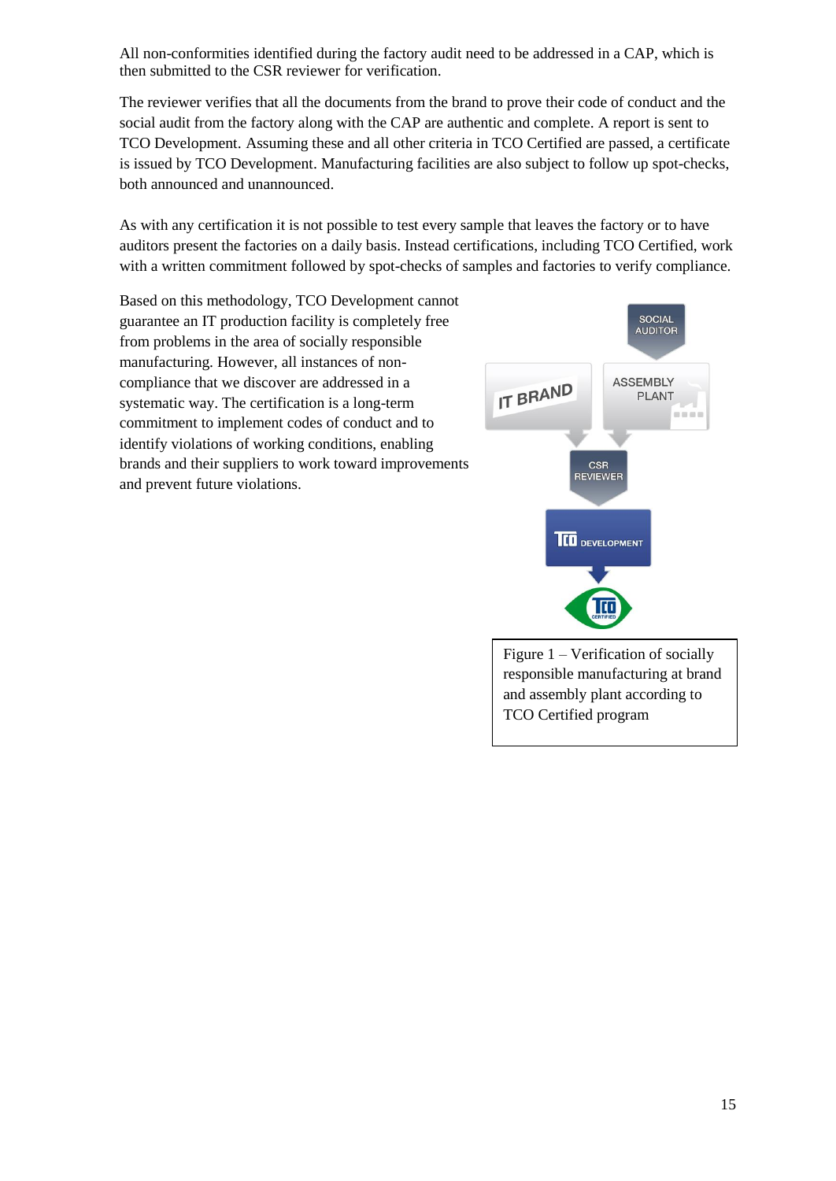All non-conformities identified during the factory audit need to be addressed in a CAP, which is then submitted to the CSR reviewer for verification.

The reviewer verifies that all the documents from the brand to prove their code of conduct and the social audit from the factory along with the CAP are authentic and complete. A report is sent to TCO Development. Assuming these and all other criteria in TCO Certified are passed, a certificate is issued by TCO Development. Manufacturing facilities are also subject to follow up spot-checks, both announced and unannounced.

As with any certification it is not possible to test every sample that leaves the factory or to have auditors present the factories on a daily basis. Instead certifications, including TCO Certified, work with a written commitment followed by spot-checks of samples and factories to verify compliance.

Based on this methodology, TCO Development cannot guarantee an IT production facility is completely free from problems in the area of socially responsible manufacturing. However, all instances of non-compliance that we discover are addressed in a systematic way. The certification is a long-term commitment to implement codes of conduct and to identify violations of working conditions, enabling brands and their suppliers to work toward improvements and prevent future violations.

Figure 1 – Verification of socially responsible manufacturing at brand and assembly plant according to TCO Certified program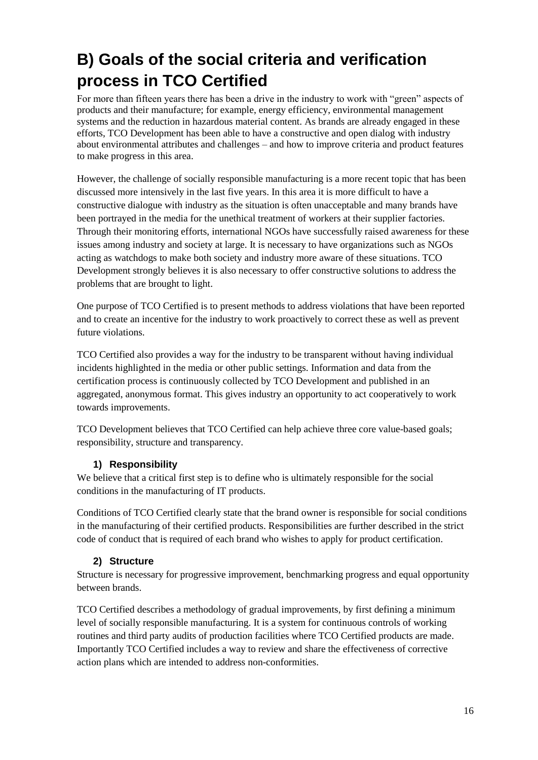# B) Goals of the social criteria and verification process in TCO Certified

For more than fifteen years there has been a drive in the industry to work with "green" aspects of products and their manufacture; for example, energy efficiency, environmental management systems and the reduction in hazardous material content. As brands are already engaged in these efforts, TCO Development has been able to have a constructive and open dialog with industry about environmental attributes and challenges – and how to improve criteria and product features to make progress in this area.

However, the challenge of socially responsible manufacturing is a more recent topic that has been discussed more intensively in the last five years. In this area it is more difficult to have a constructive dialogue with industry as the situation is often unacceptable and many brands have been portrayed in the media for the unethical treatment of workers at their supplier factories. Through their monitoring efforts, international NGOs have successfully raised awareness for these issues among industry and society at large. It is necessary to have organizations such as NGOs acting as watchdogs to make both society and industry more aware of these situations. TCO Development strongly believes it is also necessary to offer constructive solutions to address the problems that are brought to light.

One purpose of TCO Certified is to present methods to address violations that have been reported and to create an incentive for the industry to work proactively to correct these as well as prevent future violations.

TCO Certified also provides a way for the industry to be transparent without having individual incidents highlighted in the media or other public settings. Information and data from the certification process is continuously collected by TCO Development and published in an aggregated, anonymous format. This gives industry an opportunity to act cooperatively to work towards improvements.

TCO Development believes that TCO Certified can help achieve three core value-based goals; responsibility, structure and transparency.

### 1) Responsibility

We believe that a critical first step is to define who is ultimately responsible for the social conditions in the manufacturing of IT products.

Conditions of TCO Certified clearly state that the brand owner is responsible for social conditions in the manufacturing of their certified products. Responsibilities are further described in the strict code of conduct that is required of each brand who wishes to apply for product certification.

### 2) Structure

Structure is necessary for progressive improvement, benchmarking progress and equal opportunity between brands.

TCO Certified describes a methodology of gradual improvements, by first defining a minimum level of socially responsible manufacturing. It is a system for continuous controls of working routines and third party audits of production facilities where TCO Certified products are made. Importantly TCO Certified includes a way to review and share the effectiveness of corrective action plans which are intended to address non-conformities.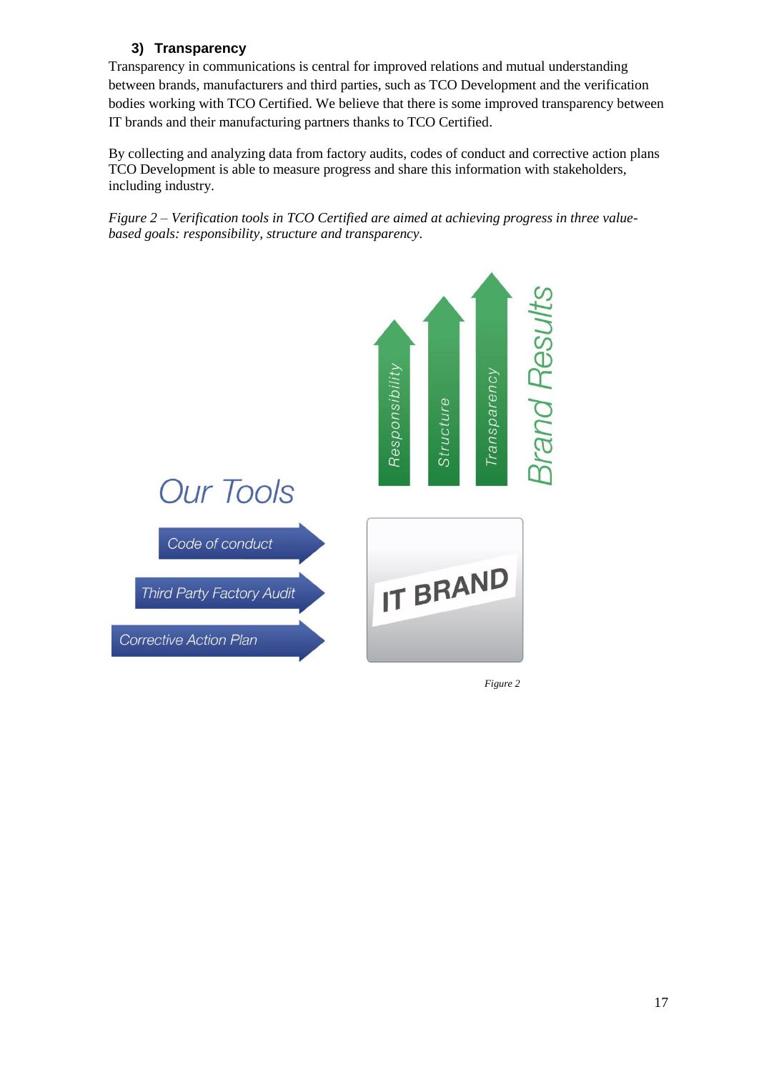### 3) Transparency

Transparency in communications is central for improved relations and mutual understanding between brands, manufacturers and third parties, such as TCO Development and the verification bodies working with TCO Certified. We believe that there is some improved transparency between IT brands and their manufacturing partners thanks to TCO Certified.

By collecting and analyzing data from factory audits, codes of conduct and corrective action plans TCO Development is able to measure progress and share this information with stakeholders, including industry.

*Figure 2 – Verification tools in TCO Certified are aimed at achieving progress in three value-based goals: responsibility, structure and transparency.*

Responsibility

Structure

Transparency

Brand Results

Our Tools

Code of conduct

Third Party Factory Audit

Corrective Action Plan

IT BRAND

*Figure 2*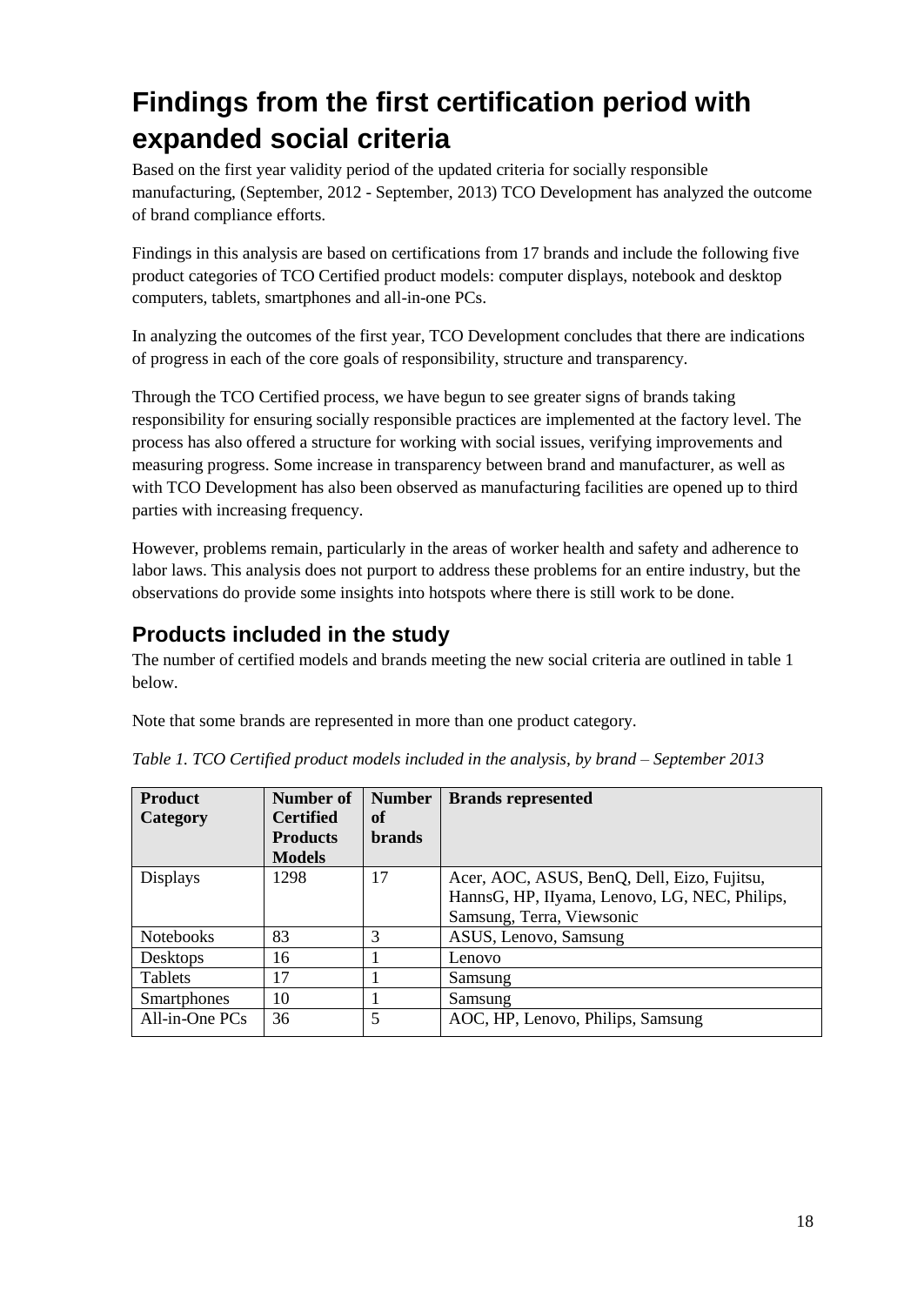# Findings from the first certification period with expanded social criteria

Based on the first year validity period of the updated criteria for socially responsible manufacturing, (September, 2012 - September, 2013) TCO Development has analyzed the outcome of brand compliance efforts.

Findings in this analysis are based on certifications from 17 brands and include the following five product categories of TCO Certified product models: computer displays, notebook and desktop computers, tablets, smartphones and all-in-one PCs.

In analyzing the outcomes of the first year, TCO Development concludes that there are indications of progress in each of the core goals of responsibility, structure and transparency.

Through the TCO Certified process, we have begun to see greater signs of brands taking responsibility for ensuring socially responsible practices are implemented at the factory level. The process has also offered a structure for working with social issues, verifying improvements and measuring progress. Some increase in transparency between brand and manufacturer, as well as with TCO Development has also been observed as manufacturing facilities are opened up to third parties with increasing frequency.

However, problems remain, particularly in the areas of worker health and safety and adherence to labor laws. This analysis does not purport to address these problems for an entire industry, but the observations do provide some insights into hotspots where there is still work to be done.

## Products included in the study

The number of certified models and brands meeting the new social criteria are outlined in table 1 below.

Note that some brands are represented in more than one product category.

*Table 1. TCO Certified product models included in the analysis, by brand – September 2013*

| Product Category | Number of Certified Products Models | Number of brands | Brands represented |
|---|---|---|---|
| Displays | 1298 | 17 | Acer, AOC, ASUS, BenQ, Dell, Eizo, Fujitsu, HannsG, HP, IIyama, Lenovo, LG, NEC, Philips, Samsung, Terra, Viewsonic |
| Notebooks | 83 | 3 | ASUS, Lenovo, Samsung |
| Desktops | 16 | 1 | Lenovo |
| Tablets | 17 | 1 | Samsung |
| Smartphones | 10 | 1 | Samsung |
| All-in-One PCs | 36 | 5 | AOC, HP, Lenovo, Philips, Samsung |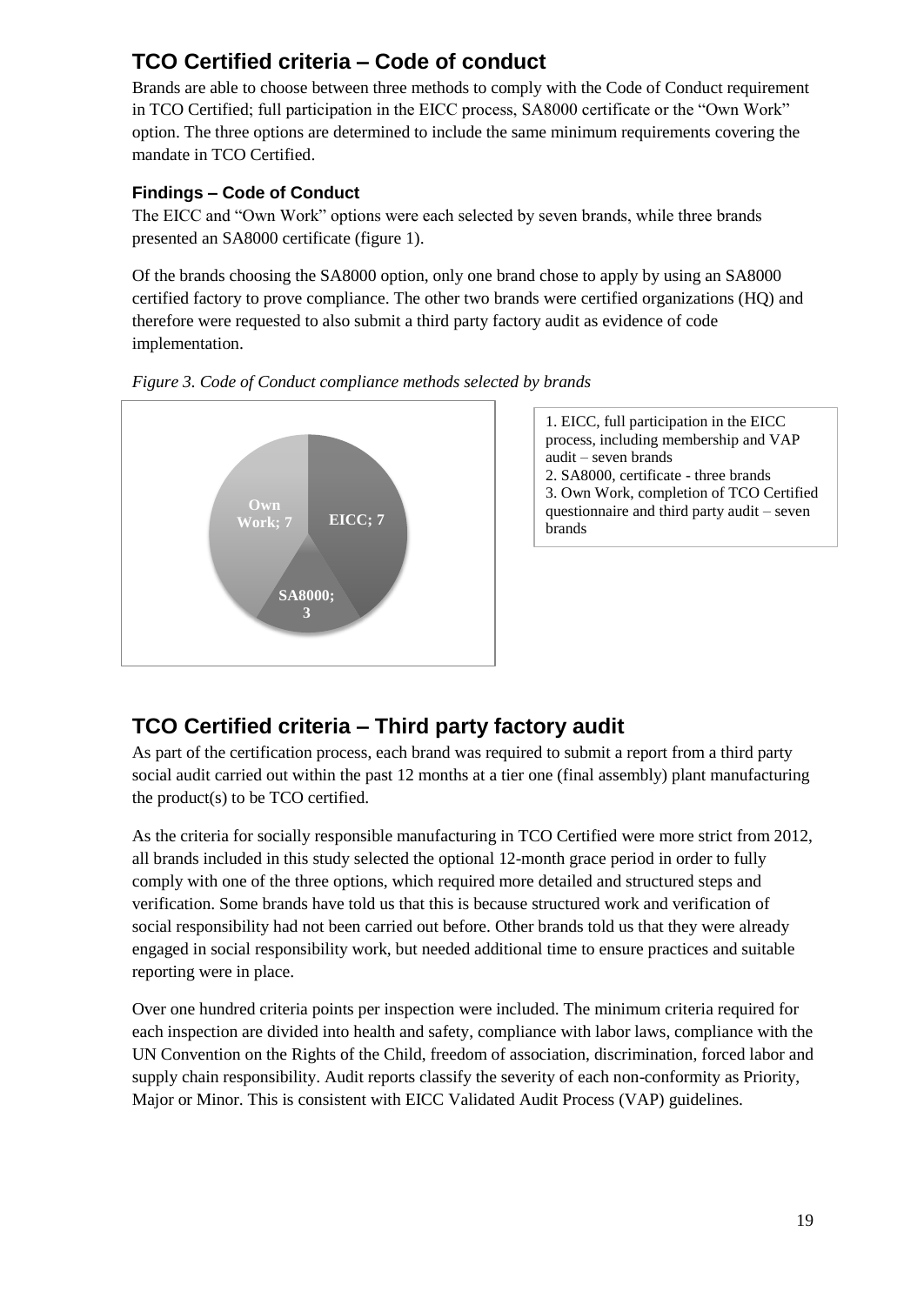## TCO Certified criteria – Code of conduct

Brands are able to choose between three methods to comply with the Code of Conduct requirement in TCO Certified; full participation in the EICC process, SA8000 certificate or the "Own Work" option. The three options are determined to include the same minimum requirements covering the mandate in TCO Certified.

### Findings – Code of Conduct

The EICC and "Own Work" options were each selected by seven brands, while three brands presented an SA8000 certificate (figure 1).

Of the brands choosing the SA8000 option, only one brand chose to apply by using an SA8000 certified factory to prove compliance. The other two brands were certified organizations (HQ) and therefore were requested to also submit a third party factory audit as evidence of code implementation.

*Figure 3. Code of Conduct compliance methods selected by brands*

Own Work; 7

EICC; 7

SA8000; 3

1. EICC, full participation in the EICC process, including membership and VAP audit – seven brands
2. SA8000, certificate - three brands
3. Own Work, completion of TCO Certified questionnaire and third party audit – seven brands

## TCO Certified criteria – Third party factory audit

As part of the certification process, each brand was required to submit a report from a third party social audit carried out within the past 12 months at a tier one (final assembly) plant manufacturing the product(s) to be TCO certified.

As the criteria for socially responsible manufacturing in TCO Certified were more strict from 2012, all brands included in this study selected the optional 12-month grace period in order to fully comply with one of the three options, which required more detailed and structured steps and verification. Some brands have told us that this is because structured work and verification of social responsibility had not been carried out before. Other brands told us that they were already engaged in social responsibility work, but needed additional time to ensure practices and suitable reporting were in place.

Over one hundred criteria points per inspection were included. The minimum criteria required for each inspection are divided into health and safety, compliance with labor laws, compliance with the UN Convention on the Rights of the Child, freedom of association, discrimination, forced labor and supply chain responsibility. Audit reports classify the severity of each non-conformity as Priority, Major or Minor. This is consistent with EICC Validated Audit Process (VAP) guidelines.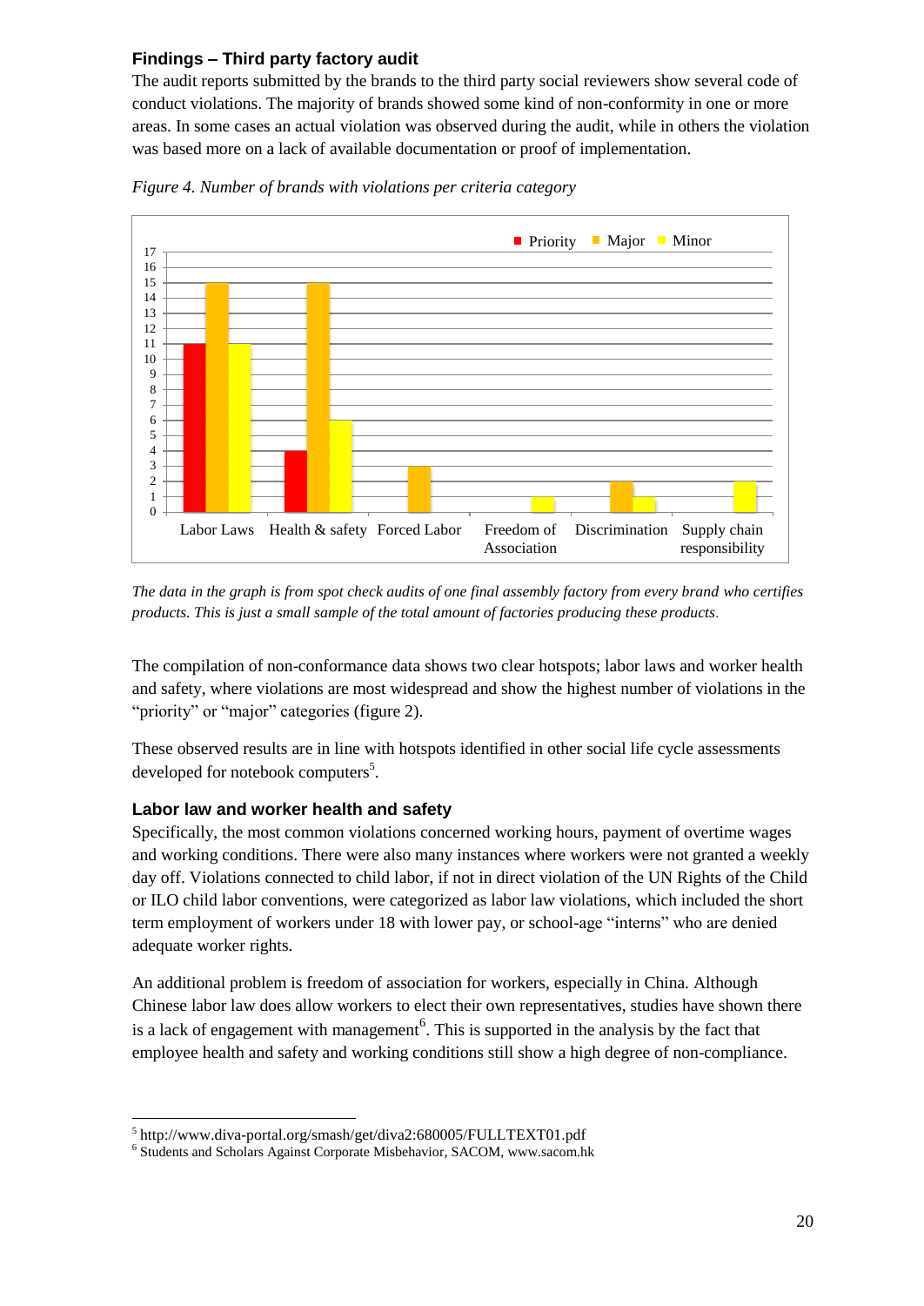### Findings – Third party factory audit

The audit reports submitted by the brands to the third party social reviewers show several code of conduct violations. The majority of brands showed some kind of non-conformity in one or more areas. In some cases an actual violation was observed during the audit, while in others the violation was based more on a lack of available documentation or proof of implementation.

*Figure 4. Number of brands with violations per criteria category*

*The data in the graph is from spot check audits of one final assembly factory from every brand who certifies products. This is just a small sample of the total amount of factories producing these products.*

The compilation of non-conformance data shows two clear hotspots; labor laws and worker health and safety, where violations are most widespread and show the highest number of violations in the "priority" or "major" categories (figure 2).

These observed results are in line with hotspots identified in other social life cycle assessments developed for notebook computers[5].

### Labor law and worker health and safety

Specifically, the most common violations concerned working hours, payment of overtime wages and working conditions. There were also many instances where workers were not granted a weekly day off. Violations connected to child labor, if not in direct violation of the UN Rights of the Child or ILO child labor conventions, were categorized as labor law violations, which included the short term employment of workers under 18 with lower pay, or school-age "interns" who are denied adequate worker rights.

An additional problem is freedom of association for workers, especially in China. Although Chinese labor law does allow workers to elect their own representatives, studies have shown there is a lack of engagement with management[6]. This is supported in the analysis by the fact that employee health and safety and working conditions still show a high degree of non-compliance.

[5] http://www.diva-portal.org/smash/get/diva2:680005/FULLTEXT01.pdf
[6] Students and Scholars Against Corporate Misbehavior, SACOM, www.sacom.hk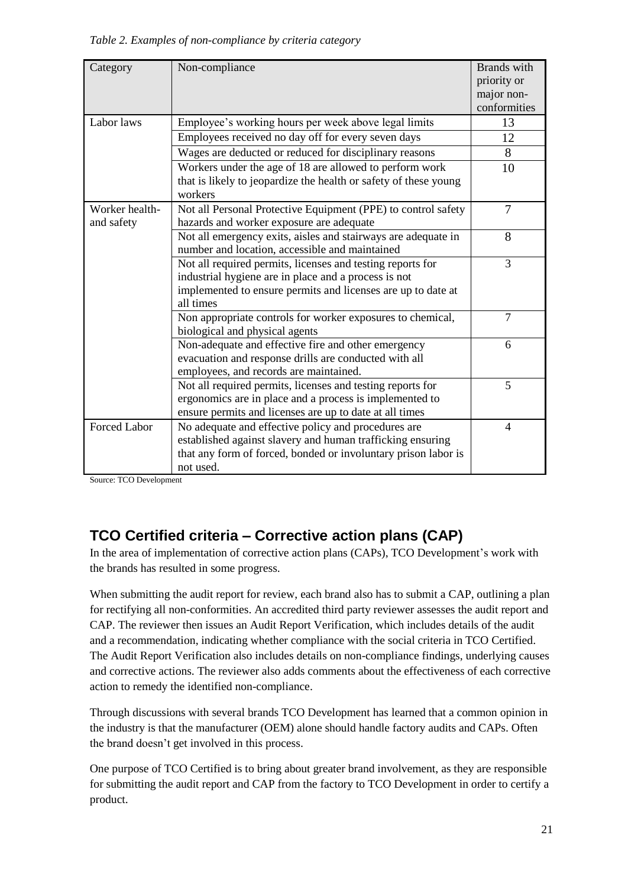*Table 2. Examples of non-compliance by criteria category*

| Category | Non-compliance | Brands with priority or major non-conformities |
|---|---|---|
| Labor laws | Employee's working hours per week above legal limits | 13 |
| | Employees received no day off for every seven days | 12 |
| | Wages are deducted or reduced for disciplinary reasons | 8 |
| | Workers under the age of 18 are allowed to perform work that is likely to jeopardize the health or safety of these young workers | 10 |
| Worker health- and safety | Not all Personal Protective Equipment (PPE) to control safety hazards and worker exposure are adequate | 7 |
| | Not all emergency exits, aisles and stairways are adequate in number and location, accessible and maintained | 8 |
| | Not all required permits, licenses and testing reports for industrial hygiene are in place and a process is not implemented to ensure permits and licenses are up to date at all times | 3 |
| | Non appropriate controls for worker exposures to chemical, biological and physical agents | 7 |
| | Non-adequate and effective fire and other emergency evacuation and response drills are conducted with all employees, and records are maintained. | 6 |
| | Not all required permits, licenses and testing reports for ergonomics are in place and a process is implemented to ensure permits and licenses are up to date at all times | 5 |
| Forced Labor | No adequate and effective policy and procedures are established against slavery and human trafficking ensuring that any form of forced, bonded or involuntary prison labor is not used. | 4 |

Source: TCO Development

## TCO Certified criteria – Corrective action plans (CAP)

In the area of implementation of corrective action plans (CAPs), TCO Development's work with the brands has resulted in some progress.

When submitting the audit report for review, each brand also has to submit a CAP, outlining a plan for rectifying all non-conformities. An accredited third party reviewer assesses the audit report and CAP. The reviewer then issues an Audit Report Verification, which includes details of the audit and a recommendation, indicating whether compliance with the social criteria in TCO Certified. The Audit Report Verification also includes details on non-compliance findings, underlying causes and corrective actions. The reviewer also adds comments about the effectiveness of each corrective action to remedy the identified non-compliance.

Through discussions with several brands TCO Development has learned that a common opinion in the industry is that the manufacturer (OEM) alone should handle factory audits and CAPs. Often the brand doesn't get involved in this process.

One purpose of TCO Certified is to bring about greater brand involvement, as they are responsible for submitting the audit report and CAP from the factory to TCO Development in order to certify a product.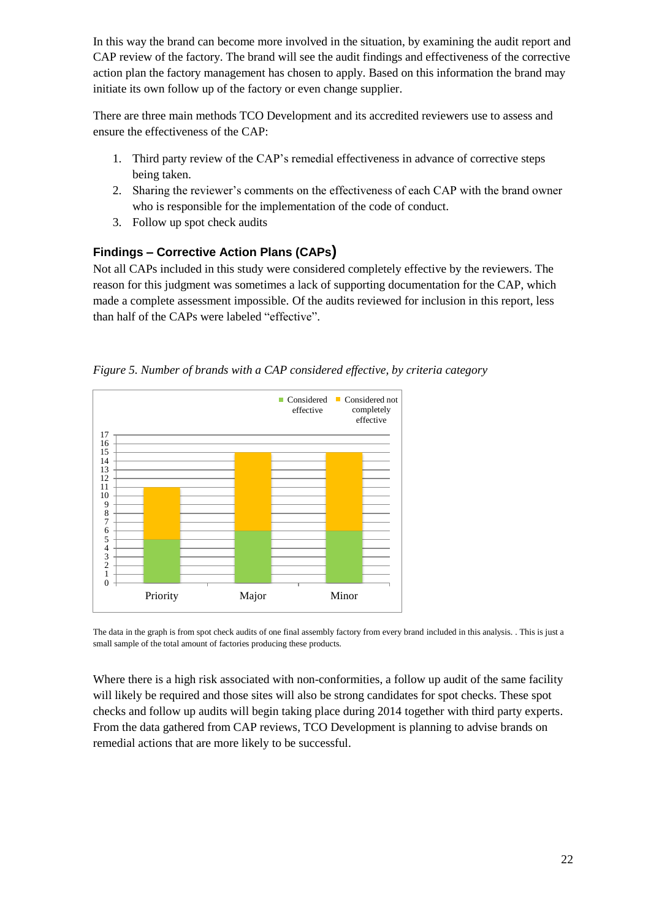In this way the brand can become more involved in the situation, by examining the audit report and CAP review of the factory. The brand will see the audit findings and effectiveness of the corrective action plan the factory management has chosen to apply. Based on this information the brand may initiate its own follow up of the factory or even change supplier.

There are three main methods TCO Development and its accredited reviewers use to assess and ensure the effectiveness of the CAP:

1. Third party review of the CAP's remedial effectiveness in advance of corrective steps being taken.
2. Sharing the reviewer's comments on the effectiveness of each CAP with the brand owner who is responsible for the implementation of the code of conduct.
3. Follow up spot check audits

### Findings – Corrective Action Plans (CAPs)

Not all CAPs included in this study were considered completely effective by the reviewers. The reason for this judgment was sometimes a lack of supporting documentation for the CAP, which made a complete assessment impossible. Of the audits reviewed for inclusion in this report, less than half of the CAPs were labeled "effective".

*Figure 5. Number of brands with a CAP considered effective, by criteria category*

| | Considered effective | Considered not completely effective |
|---|---|---|
| Priority | 5 | 6 |
| Major | 6 | 9 |
| Minor | 6 | 9 |

The data in the graph is from spot check audits of one final assembly factory from every brand included in this analysis. . This is just a small sample of the total amount of factories producing these products.

Where there is a high risk associated with non-conformities, a follow up audit of the same facility will likely be required and those sites will also be strong candidates for spot checks. These spot checks and follow up audits will begin taking place during 2014 together with third party experts. From the data gathered from CAP reviews, TCO Development is planning to advise brands on remedial actions that are more likely to be successful.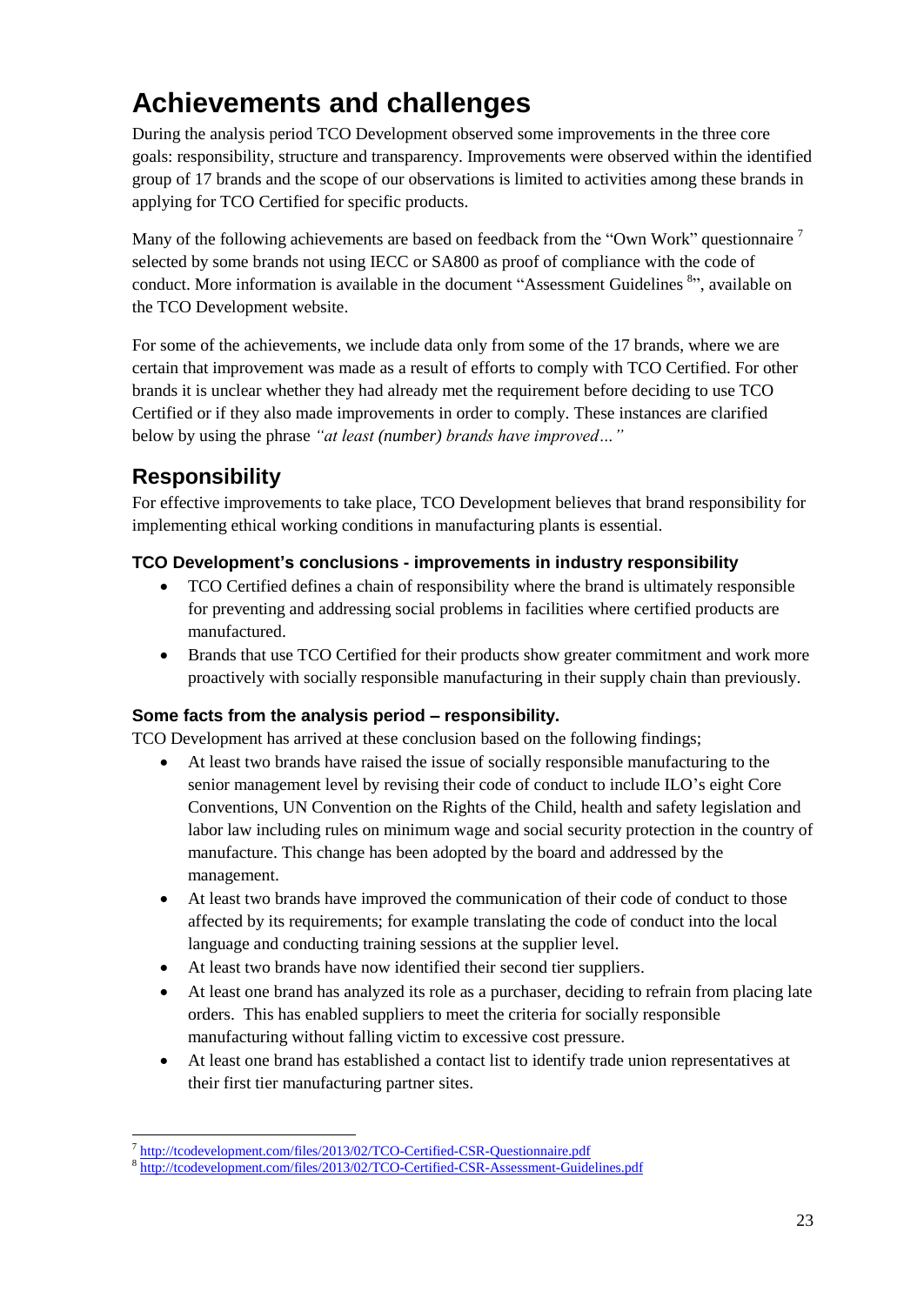# Achievements and challenges

During the analysis period TCO Development observed some improvements in the three core goals: responsibility, structure and transparency. Improvements were observed within the identified group of 17 brands and the scope of our observations is limited to activities among these brands in applying for TCO Certified for specific products.

Many of the following achievements are based on feedback from the "Own Work" questionnaire [7] selected by some brands not using IECC or SA800 as proof of compliance with the code of conduct. More information is available in the document "Assessment Guidelines [8]", available on the TCO Development website.

For some of the achievements, we include data only from some of the 17 brands, where we are certain that improvement was made as a result of efforts to comply with TCO Certified. For other brands it is unclear whether they had already met the requirement before deciding to use TCO Certified or if they also made improvements in order to comply. These instances are clarified below by using the phrase *"at least (number) brands have improved…"*

## Responsibility

For effective improvements to take place, TCO Development believes that brand responsibility for implementing ethical working conditions in manufacturing plants is essential.

### TCO Development's conclusions - improvements in industry responsibility

- TCO Certified defines a chain of responsibility where the brand is ultimately responsible for preventing and addressing social problems in facilities where certified products are manufactured.
- Brands that use TCO Certified for their products show greater commitment and work more proactively with socially responsible manufacturing in their supply chain than previously.

### Some facts from the analysis period – responsibility.

TCO Development has arrived at these conclusion based on the following findings;

- At least two brands have raised the issue of socially responsible manufacturing to the senior management level by revising their code of conduct to include ILO's eight Core Conventions, UN Convention on the Rights of the Child, health and safety legislation and labor law including rules on minimum wage and social security protection in the country of manufacture. This change has been adopted by the board and addressed by the management.
- At least two brands have improved the communication of their code of conduct to those affected by its requirements; for example translating the code of conduct into the local language and conducting training sessions at the supplier level.
- At least two brands have now identified their second tier suppliers.
- At least one brand has analyzed its role as a purchaser, deciding to refrain from placing late orders. This has enabled suppliers to meet the criteria for socially responsible manufacturing without falling victim to excessive cost pressure.
- At least one brand has established a contact list to identify trade union representatives at their first tier manufacturing partner sites.

[7] http://tcodevelopment.com/files/2013/02/TCO-Certified-CSR-Questionnaire.pdf
[8] http://tcodevelopment.com/files/2013/02/TCO-Certified-CSR-Assessment-Guidelines.pdf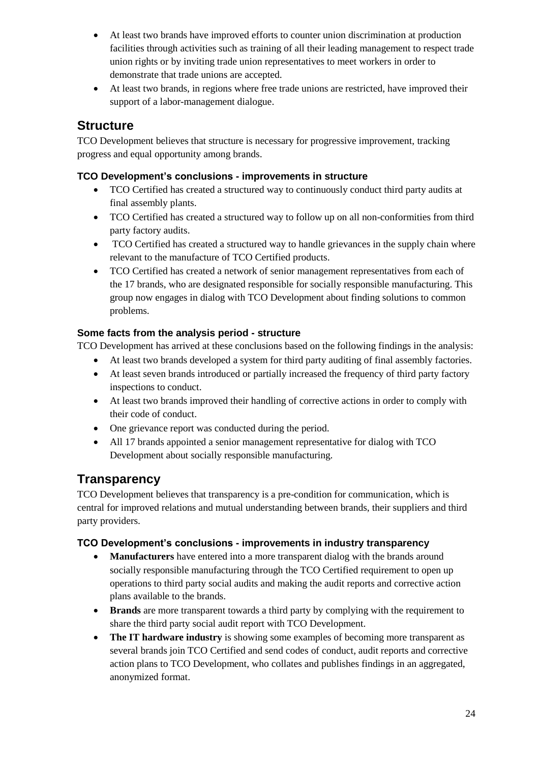- At least two brands have improved efforts to counter union discrimination at production facilities through activities such as training of all their leading management to respect trade union rights or by inviting trade union representatives to meet workers in order to demonstrate that trade unions are accepted.
- At least two brands, in regions where free trade unions are restricted, have improved their support of a labor-management dialogue.

## Structure

TCO Development believes that structure is necessary for progressive improvement, tracking progress and equal opportunity among brands.

### TCO Development's conclusions - improvements in structure

- TCO Certified has created a structured way to continuously conduct third party audits at final assembly plants.
- TCO Certified has created a structured way to follow up on all non-conformities from third party factory audits.
- TCO Certified has created a structured way to handle grievances in the supply chain where relevant to the manufacture of TCO Certified products.
- TCO Certified has created a network of senior management representatives from each of the 17 brands, who are designated responsible for socially responsible manufacturing. This group now engages in dialog with TCO Development about finding solutions to common problems.

### Some facts from the analysis period - structure

TCO Development has arrived at these conclusions based on the following findings in the analysis:

- At least two brands developed a system for third party auditing of final assembly factories.
- At least seven brands introduced or partially increased the frequency of third party factory inspections to conduct.
- At least two brands improved their handling of corrective actions in order to comply with their code of conduct.
- One grievance report was conducted during the period.
- All 17 brands appointed a senior management representative for dialog with TCO Development about socially responsible manufacturing.

## Transparency

TCO Development believes that transparency is a pre-condition for communication, which is central for improved relations and mutual understanding between brands, their suppliers and third party providers.

### TCO Development's conclusions - improvements in industry transparency

- **Manufacturers** have entered into a more transparent dialog with the brands around socially responsible manufacturing through the TCO Certified requirement to open up operations to third party social audits and making the audit reports and corrective action plans available to the brands.
- **Brands** are more transparent towards a third party by complying with the requirement to share the third party social audit report with TCO Development.
- **The IT hardware industry** is showing some examples of becoming more transparent as several brands join TCO Certified and send codes of conduct, audit reports and corrective action plans to TCO Development, who collates and publishes findings in an aggregated, anonymized format.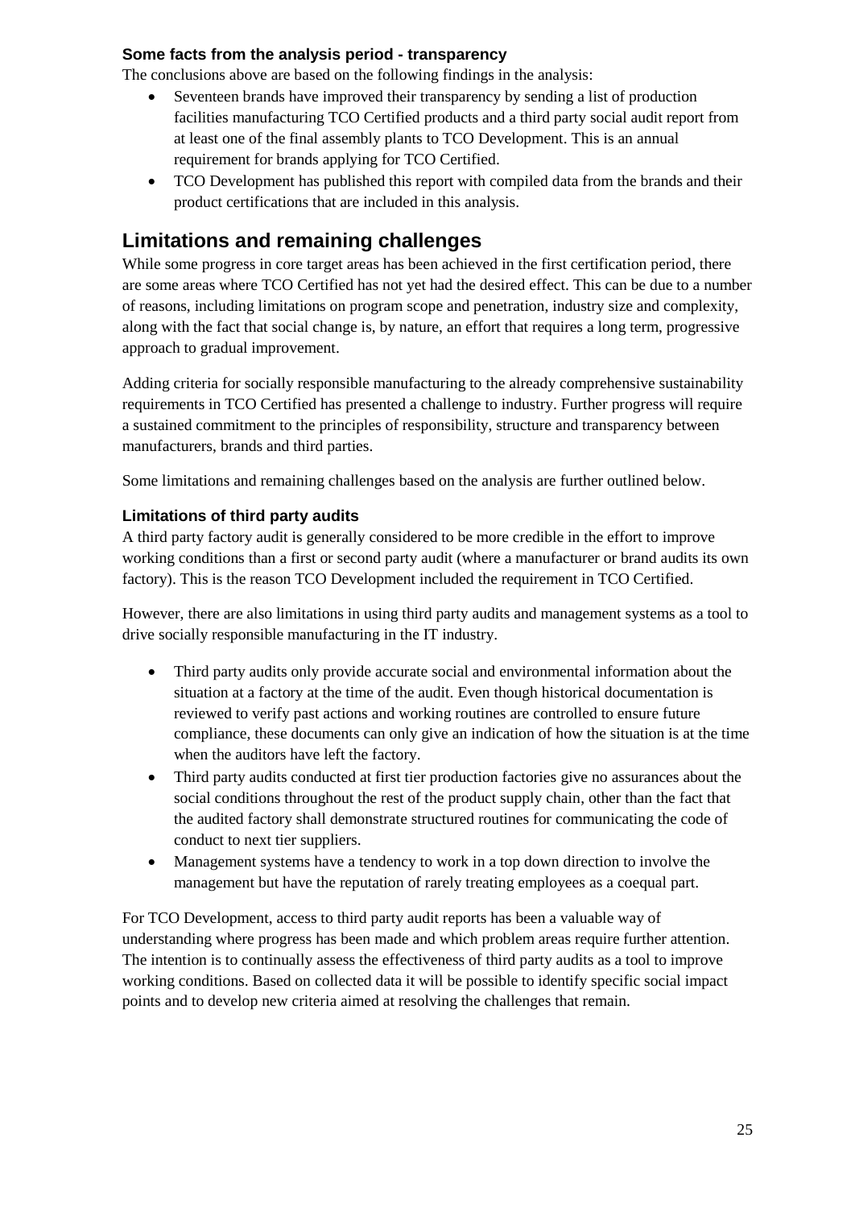### Some facts from the analysis period - transparency

The conclusions above are based on the following findings in the analysis:

- Seventeen brands have improved their transparency by sending a list of production facilities manufacturing TCO Certified products and a third party social audit report from at least one of the final assembly plants to TCO Development. This is an annual requirement for brands applying for TCO Certified.
- TCO Development has published this report with compiled data from the brands and their product certifications that are included in this analysis.

## Limitations and remaining challenges

While some progress in core target areas has been achieved in the first certification period, there are some areas where TCO Certified has not yet had the desired effect. This can be due to a number of reasons, including limitations on program scope and penetration, industry size and complexity, along with the fact that social change is, by nature, an effort that requires a long term, progressive approach to gradual improvement.

Adding criteria for socially responsible manufacturing to the already comprehensive sustainability requirements in TCO Certified has presented a challenge to industry. Further progress will require a sustained commitment to the principles of responsibility, structure and transparency between manufacturers, brands and third parties.

Some limitations and remaining challenges based on the analysis are further outlined below.

### Limitations of third party audits

A third party factory audit is generally considered to be more credible in the effort to improve working conditions than a first or second party audit (where a manufacturer or brand audits its own factory). This is the reason TCO Development included the requirement in TCO Certified.

However, there are also limitations in using third party audits and management systems as a tool to drive socially responsible manufacturing in the IT industry.

- Third party audits only provide accurate social and environmental information about the situation at a factory at the time of the audit. Even though historical documentation is reviewed to verify past actions and working routines are controlled to ensure future compliance, these documents can only give an indication of how the situation is at the time when the auditors have left the factory.
- Third party audits conducted at first tier production factories give no assurances about the social conditions throughout the rest of the product supply chain, other than the fact that the audited factory shall demonstrate structured routines for communicating the code of conduct to next tier suppliers.
- Management systems have a tendency to work in a top down direction to involve the management but have the reputation of rarely treating employees as a coequal part.

For TCO Development, access to third party audit reports has been a valuable way of understanding where progress has been made and which problem areas require further attention. The intention is to continually assess the effectiveness of third party audits as a tool to improve working conditions. Based on collected data it will be possible to identify specific social impact points and to develop new criteria aimed at resolving the challenges that remain.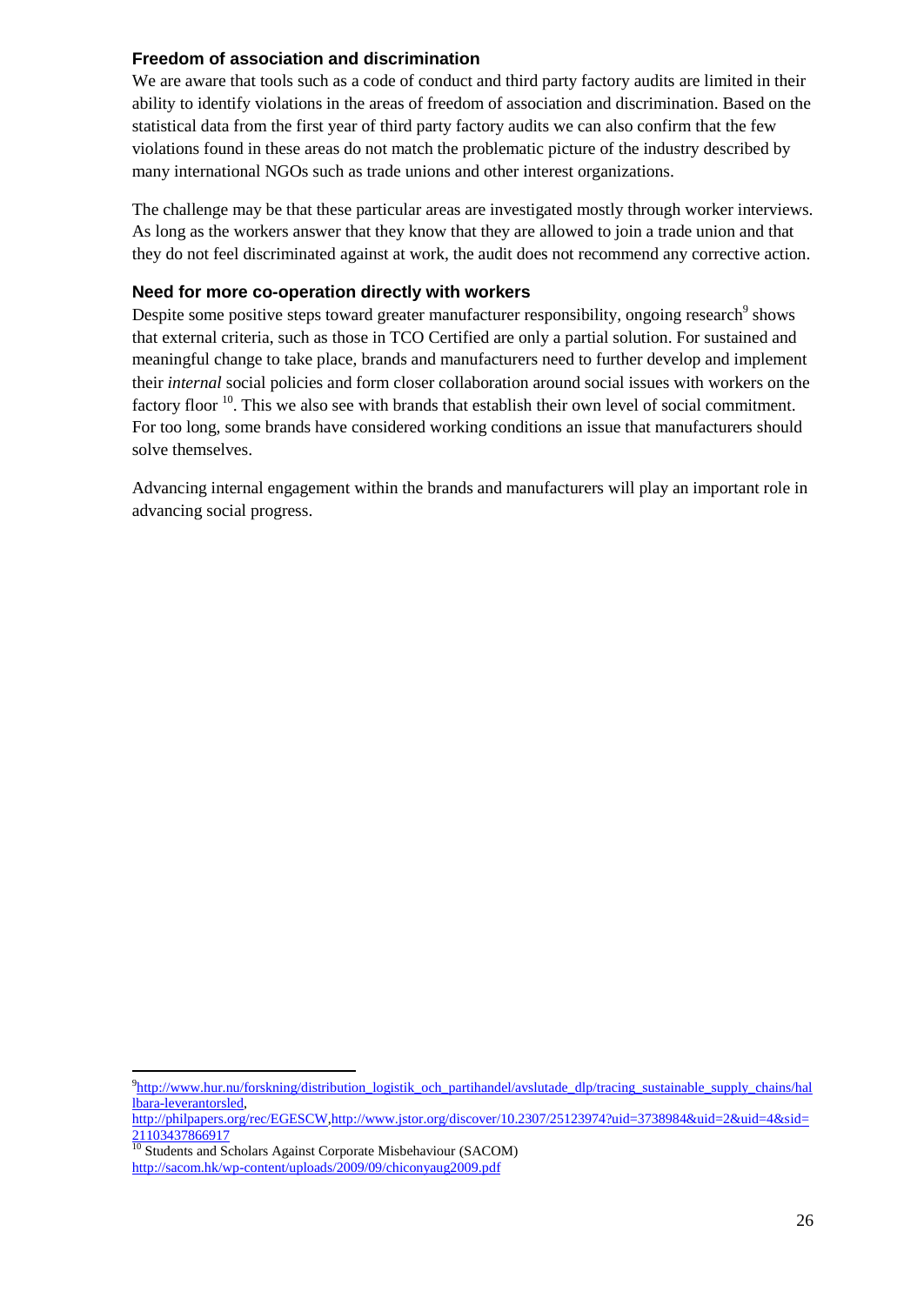### Freedom of association and discrimination

We are aware that tools such as a code of conduct and third party factory audits are limited in their ability to identify violations in the areas of freedom of association and discrimination. Based on the statistical data from the first year of third party factory audits we can also confirm that the few violations found in these areas do not match the problematic picture of the industry described by many international NGOs such as trade unions and other interest organizations.

The challenge may be that these particular areas are investigated mostly through worker interviews. As long as the workers answer that they know that they are allowed to join a trade union and that they do not feel discriminated against at work, the audit does not recommend any corrective action.

### Need for more co-operation directly with workers

Despite some positive steps toward greater manufacturer responsibility, ongoing research[9] shows that external criteria, such as those in TCO Certified are only a partial solution. For sustained and meaningful change to take place, brands and manufacturers need to further develop and implement their *internal* social policies and form closer collaboration around social issues with workers on the factory floor [10]. This we also see with brands that establish their own level of social commitment. For too long, some brands have considered working conditions an issue that manufacturers should solve themselves.

Advancing internal engagement within the brands and manufacturers will play an important role in advancing social progress.

---

[9] http://www.hur.nu/forskning/distribution_logistik_och_partihandel/avslutade_dlp/tracing_sustainable_supply_chains/hallbara-leverantorsled, http://philpapers.org/rec/EGESCW, http://www.jstor.org/discover/10.2307/25123974?uid=3738984&uid=2&uid=4&sid=21103437866917

[10] Students and Scholars Against Corporate Misbehaviour (SACOM) http://sacom.hk/wp-content/uploads/2009/09/chiconyaug2009.pdf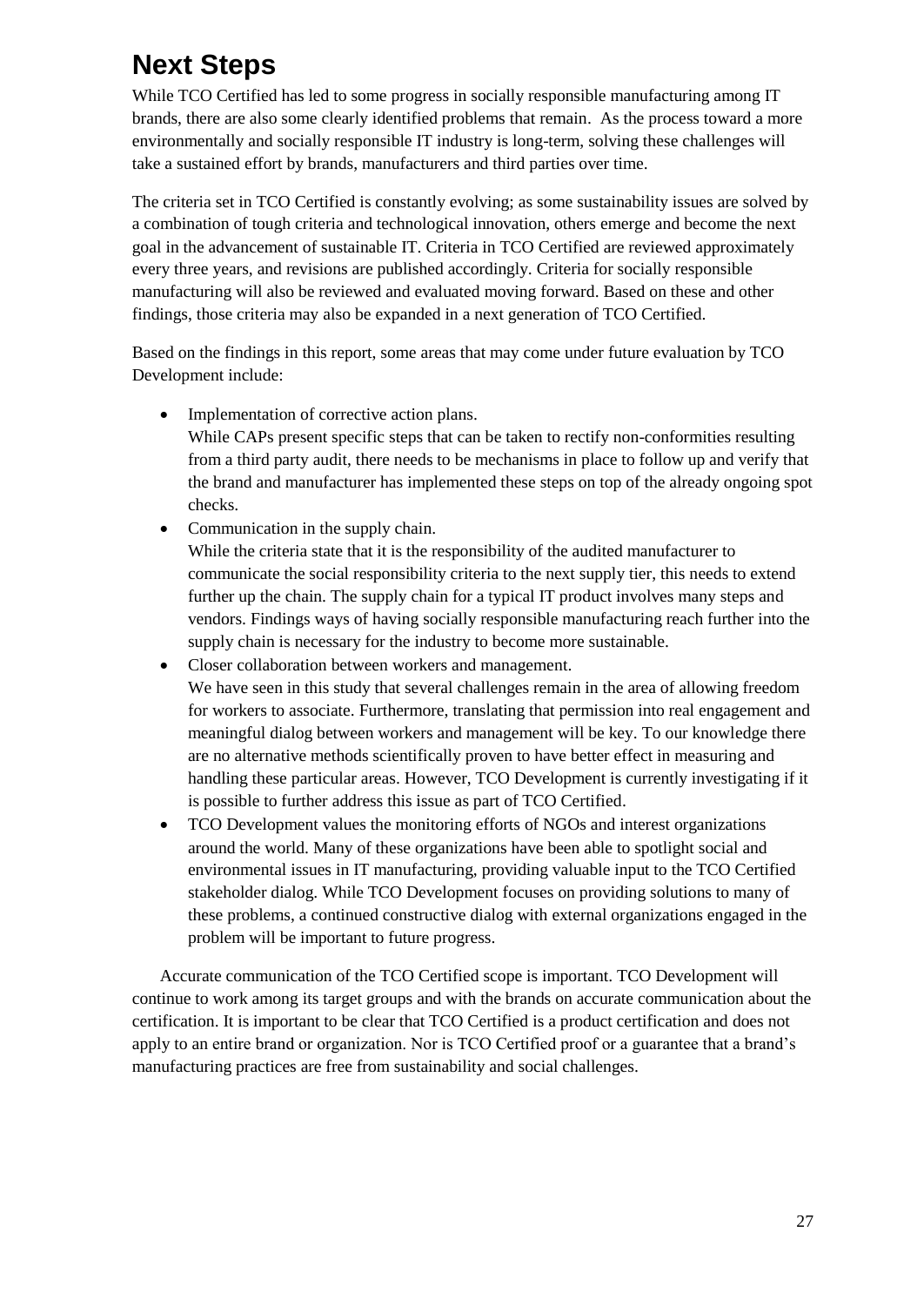# Next Steps

While TCO Certified has led to some progress in socially responsible manufacturing among IT brands, there are also some clearly identified problems that remain. As the process toward a more environmentally and socially responsible IT industry is long-term, solving these challenges will take a sustained effort by brands, manufacturers and third parties over time.

The criteria set in TCO Certified is constantly evolving; as some sustainability issues are solved by a combination of tough criteria and technological innovation, others emerge and become the next goal in the advancement of sustainable IT. Criteria in TCO Certified are reviewed approximately every three years, and revisions are published accordingly. Criteria for socially responsible manufacturing will also be reviewed and evaluated moving forward. Based on these and other findings, those criteria may also be expanded in a next generation of TCO Certified.

Based on the findings in this report, some areas that may come under future evaluation by TCO Development include:

- Implementation of corrective action plans.
  While CAPs present specific steps that can be taken to rectify non-conformities resulting from a third party audit, there needs to be mechanisms in place to follow up and verify that the brand and manufacturer has implemented these steps on top of the already ongoing spot checks.
- Communication in the supply chain.
  While the criteria state that it is the responsibility of the audited manufacturer to communicate the social responsibility criteria to the next supply tier, this needs to extend further up the chain. The supply chain for a typical IT product involves many steps and vendors. Findings ways of having socially responsible manufacturing reach further into the supply chain is necessary for the industry to become more sustainable.
- Closer collaboration between workers and management.
  We have seen in this study that several challenges remain in the area of allowing freedom for workers to associate. Furthermore, translating that permission into real engagement and meaningful dialog between workers and management will be key. To our knowledge there are no alternative methods scientifically proven to have better effect in measuring and handling these particular areas. However, TCO Development is currently investigating if it is possible to further address this issue as part of TCO Certified.
- TCO Development values the monitoring efforts of NGOs and interest organizations around the world. Many of these organizations have been able to spotlight social and environmental issues in IT manufacturing, providing valuable input to the TCO Certified stakeholder dialog. While TCO Development focuses on providing solutions to many of these problems, a continued constructive dialog with external organizations engaged in the problem will be important to future progress.

Accurate communication of the TCO Certified scope is important. TCO Development will continue to work among its target groups and with the brands on accurate communication about the certification. It is important to be clear that TCO Certified is a product certification and does not apply to an entire brand or organization. Nor is TCO Certified proof or a guarantee that a brand's manufacturing practices are free from sustainability and social challenges.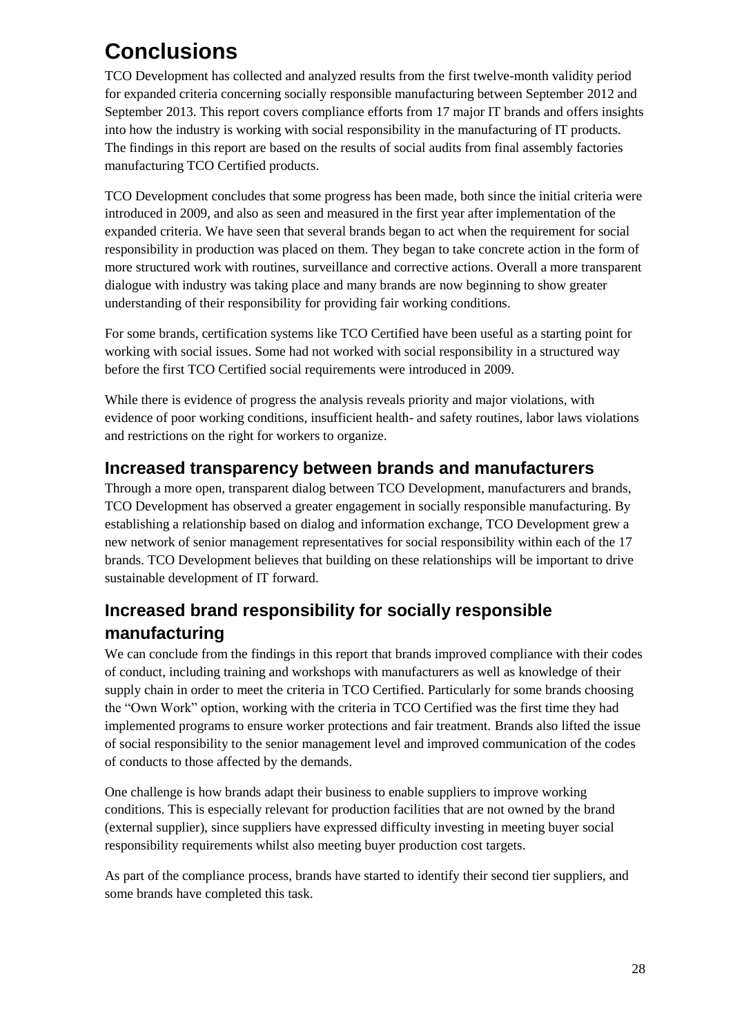# Conclusions

TCO Development has collected and analyzed results from the first twelve-month validity period for expanded criteria concerning socially responsible manufacturing between September 2012 and September 2013. This report covers compliance efforts from 17 major IT brands and offers insights into how the industry is working with social responsibility in the manufacturing of IT products. The findings in this report are based on the results of social audits from final assembly factories manufacturing TCO Certified products.

TCO Development concludes that some progress has been made, both since the initial criteria were introduced in 2009, and also as seen and measured in the first year after implementation of the expanded criteria. We have seen that several brands began to act when the requirement for social responsibility in production was placed on them. They began to take concrete action in the form of more structured work with routines, surveillance and corrective actions. Overall a more transparent dialogue with industry was taking place and many brands are now beginning to show greater understanding of their responsibility for providing fair working conditions.

For some brands, certification systems like TCO Certified have been useful as a starting point for working with social issues. Some had not worked with social responsibility in a structured way before the first TCO Certified social requirements were introduced in 2009.

While there is evidence of progress the analysis reveals priority and major violations, with evidence of poor working conditions, insufficient health- and safety routines, labor laws violations and restrictions on the right for workers to organize.

## Increased transparency between brands and manufacturers

Through a more open, transparent dialog between TCO Development, manufacturers and brands, TCO Development has observed a greater engagement in socially responsible manufacturing. By establishing a relationship based on dialog and information exchange, TCO Development grew a new network of senior management representatives for social responsibility within each of the 17 brands. TCO Development believes that building on these relationships will be important to drive sustainable development of IT forward.

## Increased brand responsibility for socially responsible manufacturing

We can conclude from the findings in this report that brands improved compliance with their codes of conduct, including training and workshops with manufacturers as well as knowledge of their supply chain in order to meet the criteria in TCO Certified. Particularly for some brands choosing the "Own Work" option, working with the criteria in TCO Certified was the first time they had implemented programs to ensure worker protections and fair treatment. Brands also lifted the issue of social responsibility to the senior management level and improved communication of the codes of conducts to those affected by the demands.

One challenge is how brands adapt their business to enable suppliers to improve working conditions. This is especially relevant for production facilities that are not owned by the brand (external supplier), since suppliers have expressed difficulty investing in meeting buyer social responsibility requirements whilst also meeting buyer production cost targets.

As part of the compliance process, brands have started to identify their second tier suppliers, and some brands have completed this task.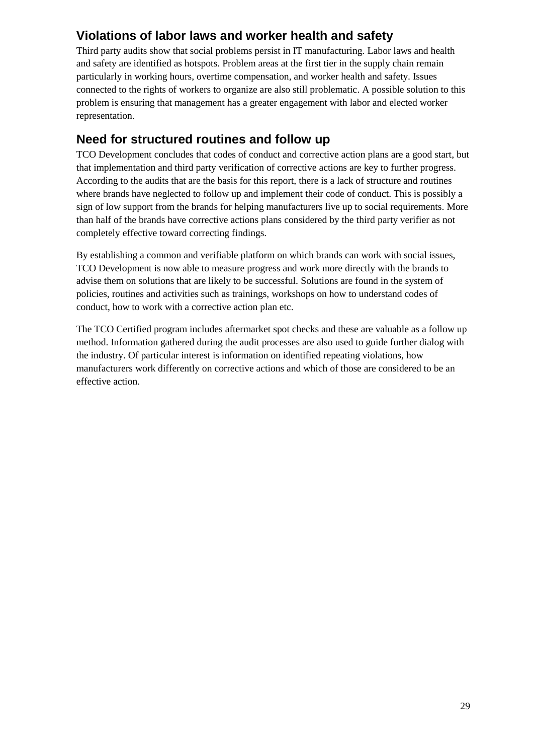## Violations of labor laws and worker health and safety

Third party audits show that social problems persist in IT manufacturing. Labor laws and health and safety are identified as hotspots. Problem areas at the first tier in the supply chain remain particularly in working hours, overtime compensation, and worker health and safety. Issues connected to the rights of workers to organize are also still problematic. A possible solution to this problem is ensuring that management has a greater engagement with labor and elected worker representation.

## Need for structured routines and follow up

TCO Development concludes that codes of conduct and corrective action plans are a good start, but that implementation and third party verification of corrective actions are key to further progress. According to the audits that are the basis for this report, there is a lack of structure and routines where brands have neglected to follow up and implement their code of conduct. This is possibly a sign of low support from the brands for helping manufacturers live up to social requirements. More than half of the brands have corrective actions plans considered by the third party verifier as not completely effective toward correcting findings.

By establishing a common and verifiable platform on which brands can work with social issues, TCO Development is now able to measure progress and work more directly with the brands to advise them on solutions that are likely to be successful. Solutions are found in the system of policies, routines and activities such as trainings, workshops on how to understand codes of conduct, how to work with a corrective action plan etc.

The TCO Certified program includes aftermarket spot checks and these are valuable as a follow up method. Information gathered during the audit processes are also used to guide further dialog with the industry. Of particular interest is information on identified repeating violations, how manufacturers work differently on corrective actions and which of those are considered to be an effective action.